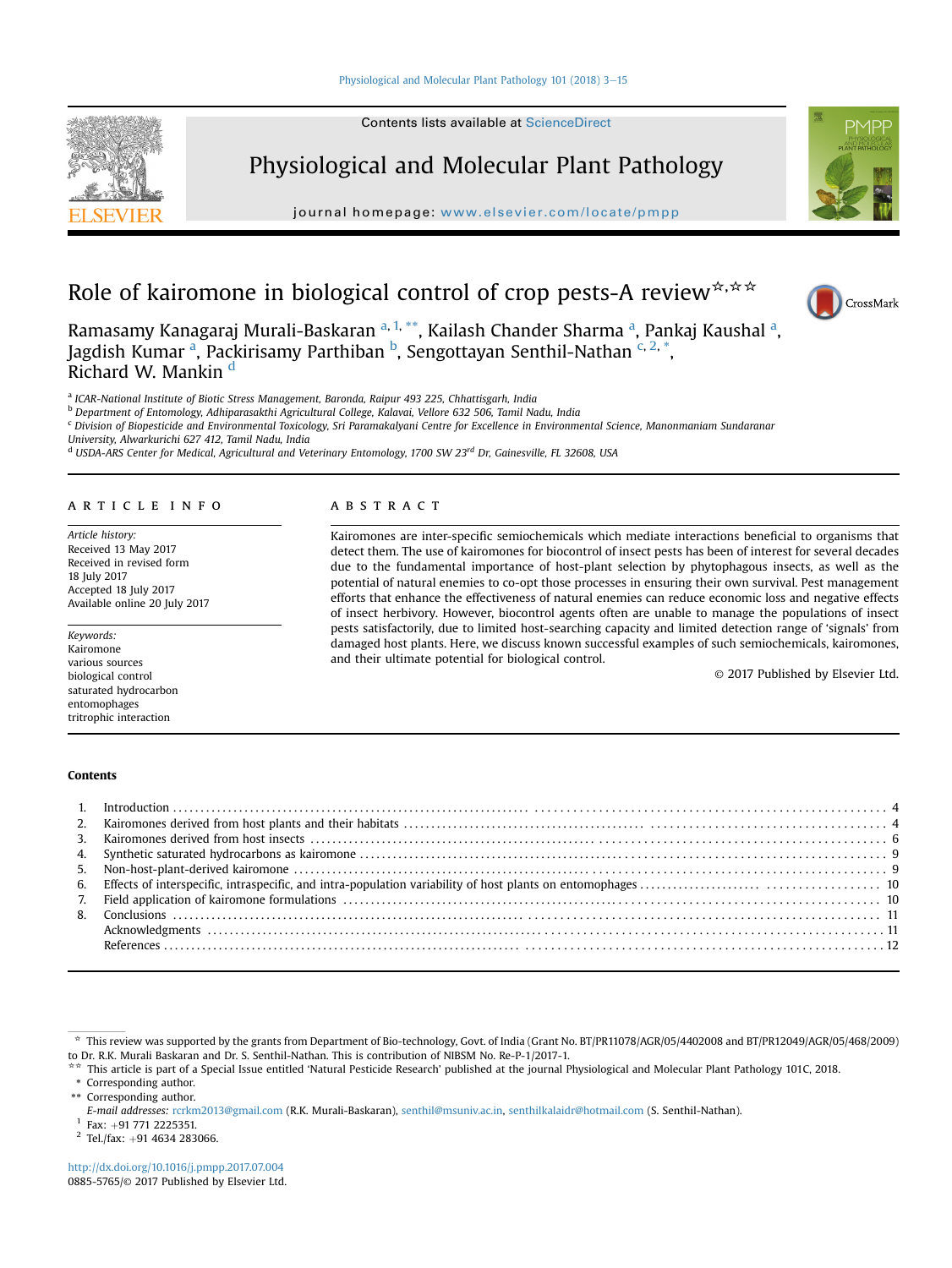# Role of kairomone in biological control of crop pests-A review[☆,☆☆]

Ramasamy Kanagaraj Murali-Baskaran [a,1,**], Kailash Chander Sharma [a], Pankaj Kaushal [a], Jagdish Kumar [a], Packirisamy Parthiban [b], Sengottayan Senthil-Nathan [c,2,*], Richard W. Mankin [d]

[a] ICAR-National Institute of Biotic Stress Management, Baronda, Raipur 493 225, Chhattisgarh, India

[b] Department of Entomology, Adhiparasakthi Agricultural College, Kalavai, Vellore 632 506, Tamil Nadu, India

[c] Division of Biopesticide and Environmental Toxicology, Sri Paramakalyani Centre for Excellence in Environmental Science, Manonmaniam Sundaranar University, Alwarkurichi 627 412, Tamil Nadu, India

[d] USDA-ARS Center for Medical, Agricultural and Veterinary Entomology, 1700 SW 23rd Dr, Gainesville, FL 32608, USA

## ARTICLE INFO

*Article history:*
Received 13 May 2017
Received in revised form 18 July 2017
Accepted 18 July 2017
Available online 20 July 2017

*Keywords:*
Kairomone
various sources
biological control
saturated hydrocarbon
entomophages
tritrophic interaction

## ABSTRACT

Kairomones are inter-specific semiochemicals which mediate interactions beneficial to organisms that detect them. The use of kairomones for biocontrol of insect pests has been of interest for several decades due to the fundamental importance of host-plant selection by phytophagous insects, as well as the potential of natural enemies to co-opt those processes in ensuring their own survival. Pest management efforts that enhance the effectiveness of natural enemies can reduce economic loss and negative effects of insect herbivory. However, biocontrol agents often are unable to manage the populations of insect pests satisfactorily, due to limited host-searching capacity and limited detection range of 'signals' from damaged host plants. Here, we discuss known successful examples of such semiochemicals, kairomones, and their ultimate potential for biological control.

© 2017 Published by Elsevier Ltd.

## Contents

1. Introduction . . . . . 4
2. Kairomones derived from host plants and their habitats . . . . . 4
3. Kairomones derived from host insects . . . . . 6
4. Synthetic saturated hydrocarbons as kairomone . . . . . 9
5. Non-host-plant-derived kairomone . . . . . 9
6. Effects of interspecific, intraspecific, and intra-population variability of host plants on entomophages . . . . . 10
7. Field application of kairomone formulations . . . . . 10
8. Conclusions . . . . . 11

   Acknowledgments . . . . . 11

   References . . . . . 12

---

☆ This review was supported by the grants from Department of Bio-technology, Govt. of India (Grant No. BT/PR11078/AGR/05/4402008 and BT/PR12049/AGR/05/468/2009) to Dr. R.K. Murali Baskaran and Dr. S. Senthil-Nathan. This is contribution of NIBSM No. Re-P-1/2017-1.

☆☆ This article is part of a Special Issue entitled 'Natural Pesticide Research' published at the journal Physiological and Molecular Plant Pathology 101C, 2018.

\* Corresponding author.

\*\* Corresponding author.

*E-mail addresses:* rcrkm2013@gmail.com (R.K. Murali-Baskaran), senthil@msuniv.ac.in, senthilkalaidr@hotmail.com (S. Senthil-Nathan).

[1] Fax: +91 771 2225351.

[2] Tel./fax: +91 4634 283066.

http://dx.doi.org/10.1016/j.pmpp.2017.07.004
0885-5765/© 2017 Published by Elsevier Ltd.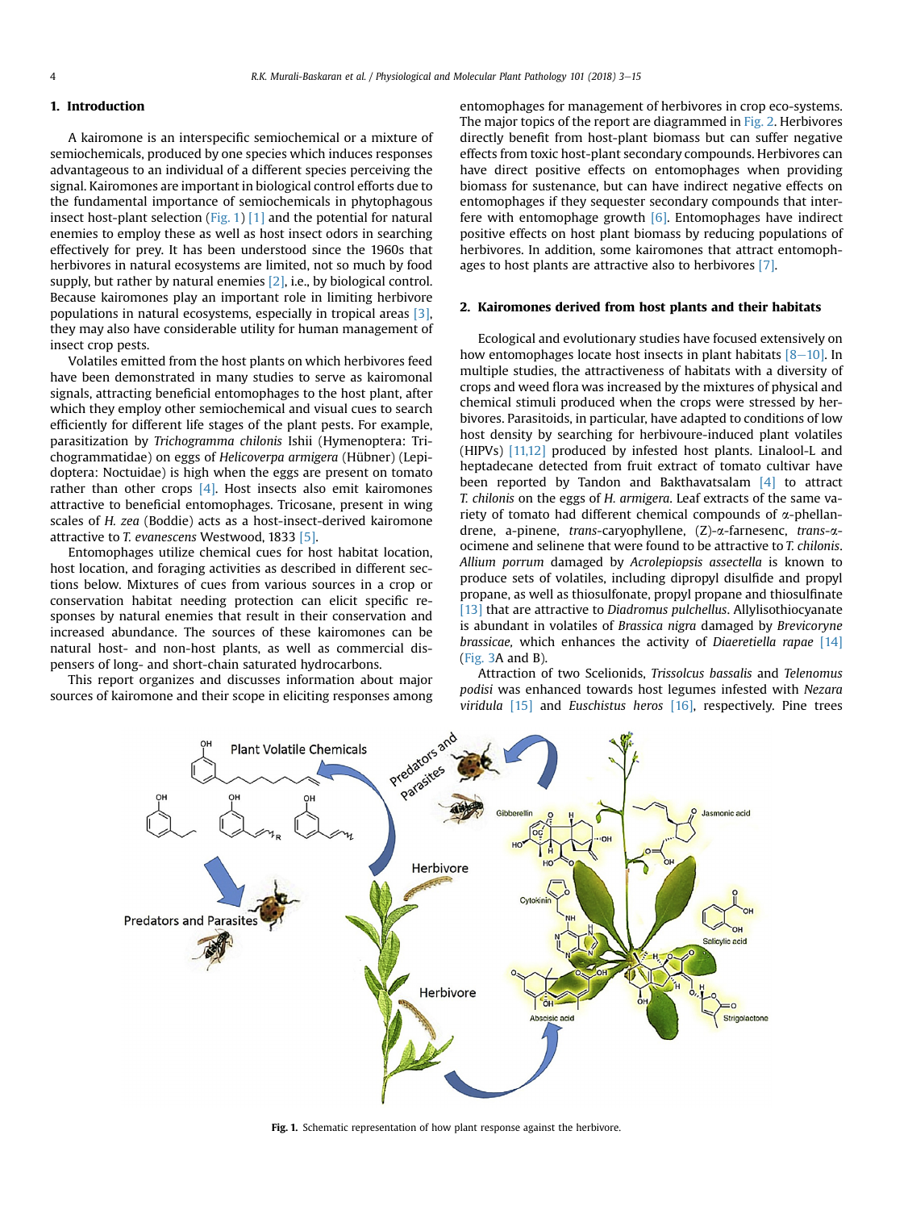## 1. Introduction

A kairomone is an interspecific semiochemical or a mixture of semiochemicals, produced by one species which induces responses advantageous to an individual of a different species perceiving the signal. Kairomones are important in biological control efforts due to the fundamental importance of semiochemicals in phytophagous insect host-plant selection (Fig. 1) [1] and the potential for natural enemies to employ these as well as host insect odors in searching effectively for prey. It has been understood since the 1960s that herbivores in natural ecosystems are limited, not so much by food supply, but rather by natural enemies [2], i.e., by biological control. Because kairomones play an important role in limiting herbivore populations in natural ecosystems, especially in tropical areas [3], they may also have considerable utility for human management of insect crop pests.

Volatiles emitted from the host plants on which herbivores feed have been demonstrated in many studies to serve as kairomonal signals, attracting beneficial entomophages to the host plant, after which they employ other semiochemical and visual cues to search efficiently for different life stages of the plant pests. For example, parasitization by *Trichogramma chilonis* Ishii (Hymenoptera: Trichogrammatidae) on eggs of *Helicoverpa armigera* (Hübner) (Lepidoptera: Noctuidae) is high when the eggs are present on tomato rather than other crops [4]. Host insects also emit kairomones attractive to beneficial entomophages. Tricosane, present in wing scales of *H. zea* (Boddie) acts as a host-insect-derived kairomone attractive to *T. evanescens* Westwood, 1833 [5].

Entomophages utilize chemical cues for host habitat location, host location, and foraging activities as described in different sections below. Mixtures of cues from various sources in a crop or conservation habitat needing protection can elicit specific responses by natural enemies that result in their conservation and increased abundance. The sources of these kairomones can be natural host- and non-host plants, as well as commercial dispensers of long- and short-chain saturated hydrocarbons.

This report organizes and discusses information about major sources of kairomone and their scope in eliciting responses among entomophages for management of herbivores in crop eco-systems. The major topics of the report are diagrammed in Fig. 2. Herbivores directly benefit from host-plant biomass but can suffer negative effects from toxic host-plant secondary compounds. Herbivores can have direct positive effects on entomophages when providing biomass for sustenance, but can have indirect negative effects on entomophages if they sequester secondary compounds that interfere with entomophage growth [6]. Entomophages have indirect positive effects on host plant biomass by reducing populations of herbivores. In addition, some kairomones that attract entomophages to host plants are attractive also to herbivores [7].

## 2. Kairomones derived from host plants and their habitats

Ecological and evolutionary studies have focused extensively on how entomophages locate host insects in plant habitats [8–10]. In multiple studies, the attractiveness of habitats with a diversity of crops and weed flora was increased by the mixtures of physical and chemical stimuli produced when the crops were stressed by herbivores. Parasitoids, in particular, have adapted to conditions of low host density by searching for herbivoure-induced plant volatiles (HIPVs) [11,12] produced by infested host plants. Linalool-L and heptadecane detected from fruit extract of tomato cultivar have been reported by Tandon and Bakthavatsalam [4] to attract *T. chilonis* on the eggs of *H. armigera*. Leaf extracts of the same variety of tomato had different chemical compounds of α-phellandrene, a-pinene, *trans*-caryophyllene, (Z)-α-farnesenc, *trans*-α-ocimene and selinene that were found to be attractive to *T. chilonis*. *Allium porrum* damaged by *Acrolepiopsis assectella* is known to produce sets of volatiles, including dipropyl disulfide and propyl propane, as well as thiosulfonate, propyl propane and thiosulfinate [13] that are attractive to *Diadromus pulchellus*. Allylisothiocyanate is abundant in volatiles of *Brassica nigra* damaged by *Brevicoryne brassicae*, which enhances the activity of *Diaeretiella rapae* [14] (Fig. 3A and B).

Attraction of two Scelionids, *Trissolcus bassalis* and *Telenomus podisi* was enhanced towards host legumes infested with *Nezara viridula* [15] and *Euschistus heros* [16], respectively. Pine trees

**Fig. 1.** Schematic representation of how plant response against the herbivore.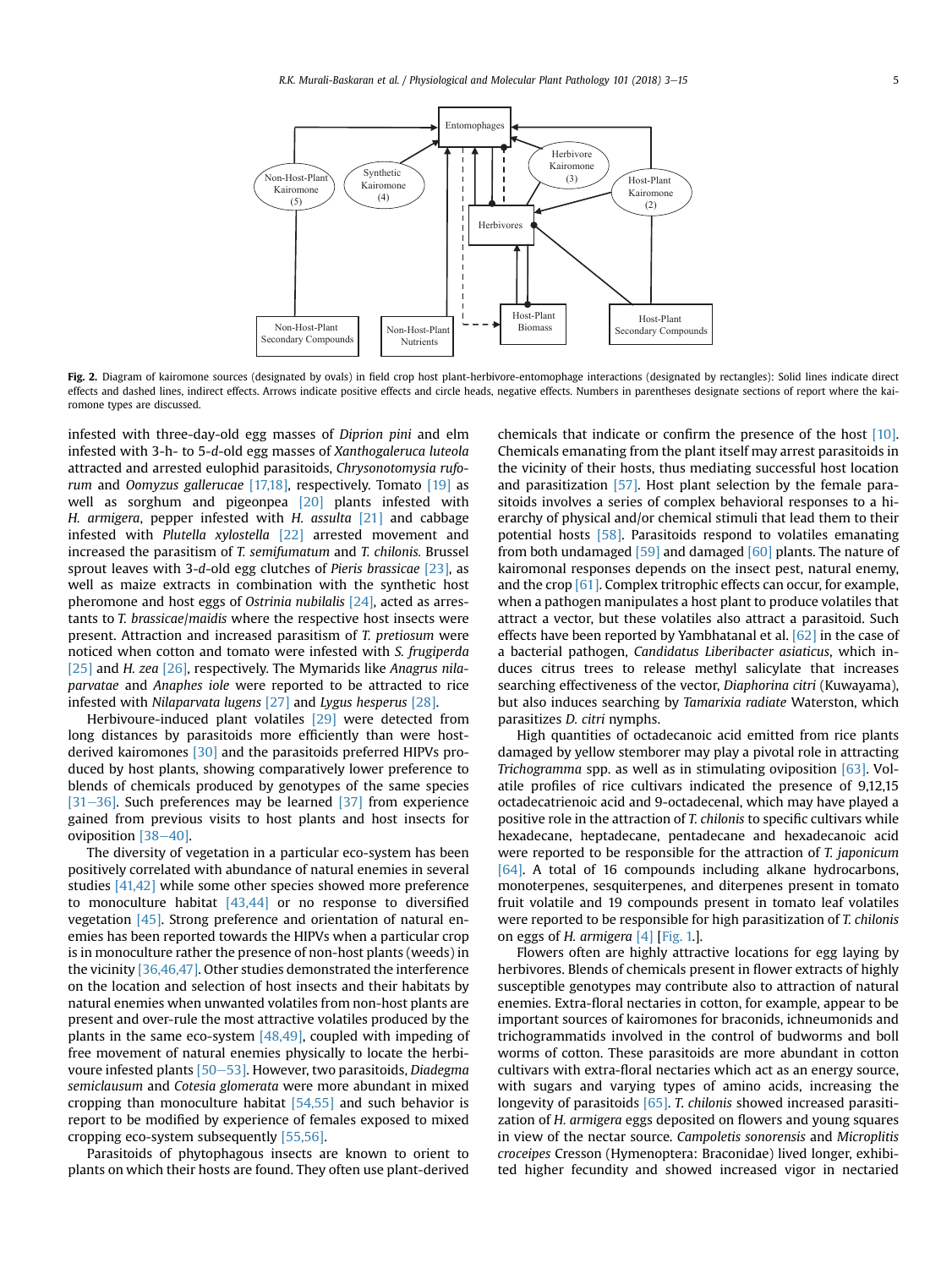**Fig. 2.** Diagram of kairomone sources (designated by ovals) in field crop host plant-herbivore-entomophage interactions (designated by rectangles): Solid lines indicate direct effects and dashed lines, indirect effects. Arrows indicate positive effects and circle heads, negative effects. Numbers in parentheses designate sections of report where the kairomone types are discussed.

infested with three-day-old egg masses of *Diprion pini* and elm infested with 3-h- to 5-*d*-old egg masses of *Xanthogaleruca luteola* attracted and arrested eulophid parasitoids, *Chrysonotomyia ruforum* and *Oomyzus gallerucae* [17,18], respectively. Tomato [19] as well as sorghum and pigeonpea [20] plants infested with *H. armigera*, pepper infested with *H. assulta* [21] and cabbage infested with *Plutella xylostella* [22] arrested movement and increased the parasitism of *T. semifumatum* and *T. chilonis.* Brussel sprout leaves with 3-*d*-old egg clutches of *Pieris brassicae* [23], as well as maize extracts in combination with the synthetic host pheromone and host eggs of *Ostrinia nubilalis* [24], acted as arrestants to *T. brassicae*/*maidis* where the respective host insects were present. Attraction and increased parasitism of *T. pretiosum* were noticed when cotton and tomato were infested with *S. frugiperda* [25] and *H. zea* [26], respectively. The Mymarids like *Anagrus nilaparvatae* and *Anaphes iole* were reported to be attracted to rice infested with *Nilaparvata lugens* [27] and *Lygus hesperus* [28].

Herbivore-induced plant volatiles [29] were detected from long distances by parasitoids more efficiently than were host-derived kairomones [30] and the parasitoids preferred HIPVs produced by host plants, showing comparatively lower preference to blends of chemicals produced by genotypes of the same species [31–36]. Such preferences may be learned [37] from experience gained from previous visits to host plants and host insects for oviposition [38–40].

The diversity of vegetation in a particular eco-system has been positively correlated with abundance of natural enemies in several studies [41,42] while some other species showed more preference to monoculture habitat [43,44] or no response to diversified vegetation [45]. Strong preference and orientation of natural enemies has been reported towards the HIPVs when a particular crop is in monoculture rather the presence of non-host plants (weeds) in the vicinity [36,46,47]. Other studies demonstrated the interference on the location and selection of host insects and their habitats by natural enemies when unwanted volatiles from non-host plants are present and over-rule the most attractive volatiles produced by the plants in the same eco-system [48,49], coupled with impeding of free movement of natural enemies physically to locate the herbivore infested plants [50–53]. However, two parasitoids, *Diadegma semiclausum* and *Cotesia glomerata* were more abundant in mixed cropping than monoculture habitat [54,55] and such behavior is report to be modified by experience of females exposed to mixed cropping eco-system subsequently [55,56].

Parasitoids of phytophagous insects are known to orient to plants on which their hosts are found. They often use plant-derived chemicals that indicate or confirm the presence of the host [10]. Chemicals emanating from the plant itself may arrest parasitoids in the vicinity of their hosts, thus mediating successful host location and parasitization [57]. Host plant selection by the female parasitoids involves a series of complex behavioral responses to a hierarchy of physical and/or chemical stimuli that lead them to their potential hosts [58]. Parasitoids respond to volatiles emanating from both undamaged [59] and damaged [60] plants. The nature of kairomonal responses depends on the insect pest, natural enemy, and the crop [61]. Complex tritrophic effects can occur, for example, when a pathogen manipulates a host plant to produce volatiles that attract a vector, but these volatiles also attract a parasitoid. Such effects have been reported by Yambhatanal et al. [62] in the case of a bacterial pathogen, *Candidatus Liberibacter asiaticus*, which induces citrus trees to release methyl salicylate that increases searching effectiveness of the vector, *Diaphorina citri* (Kuwayama), but also induces searching by *Tamarixia radiate* Waterston, which parasitizes *D. citri* nymphs.

High quantities of octadecanoic acid emitted from rice plants damaged by yellow stemborer may play a pivotal role in attracting *Trichogramma* spp. as well as in stimulating oviposition [63]. Volatile profiles of rice cultivars indicated the presence of 9,12,15 octadecatrienoic acid and 9-octadecenal, which may have played a positive role in the attraction of *T. chilonis* to specific cultivars while hexadecane, heptadecane, pentadecane and hexadecanoic acid were reported to be responsible for the attraction of *T. japonicum* [64]. A total of 16 compounds including alkane hydrocarbons, monoterpenes, sesquiterpenes, and diterpenes present in tomato fruit volatile and 19 compounds present in tomato leaf volatiles were reported to be responsible for high parasitization of *T. chilonis* on eggs of *H. armigera* [4] [Fig. 1.].

Flowers often are highly attractive locations for egg laying by herbivores. Blends of chemicals present in flower extracts of highly susceptible genotypes may contribute also to attraction of natural enemies. Extra-floral nectaries in cotton, for example, appear to be important sources of kairomones for braconids, ichneumonids and trichogrammatids involved in the control of budworms and boll worms of cotton. These parasitoids are more abundant in cotton cultivars with extra-floral nectaries which act as an energy source, with sugars and varying types of amino acids, increasing the longevity of parasitoids [65]. *T. chilonis* showed increased parasitization of *H. armigera* eggs deposited on flowers and young squares in view of the nectar source. *Campoletis sonorensis* and *Microplitis croceipes* Cresson (Hymenoptera: Braconidae) lived longer, exhibited higher fecundity and showed increased vigor in nectaried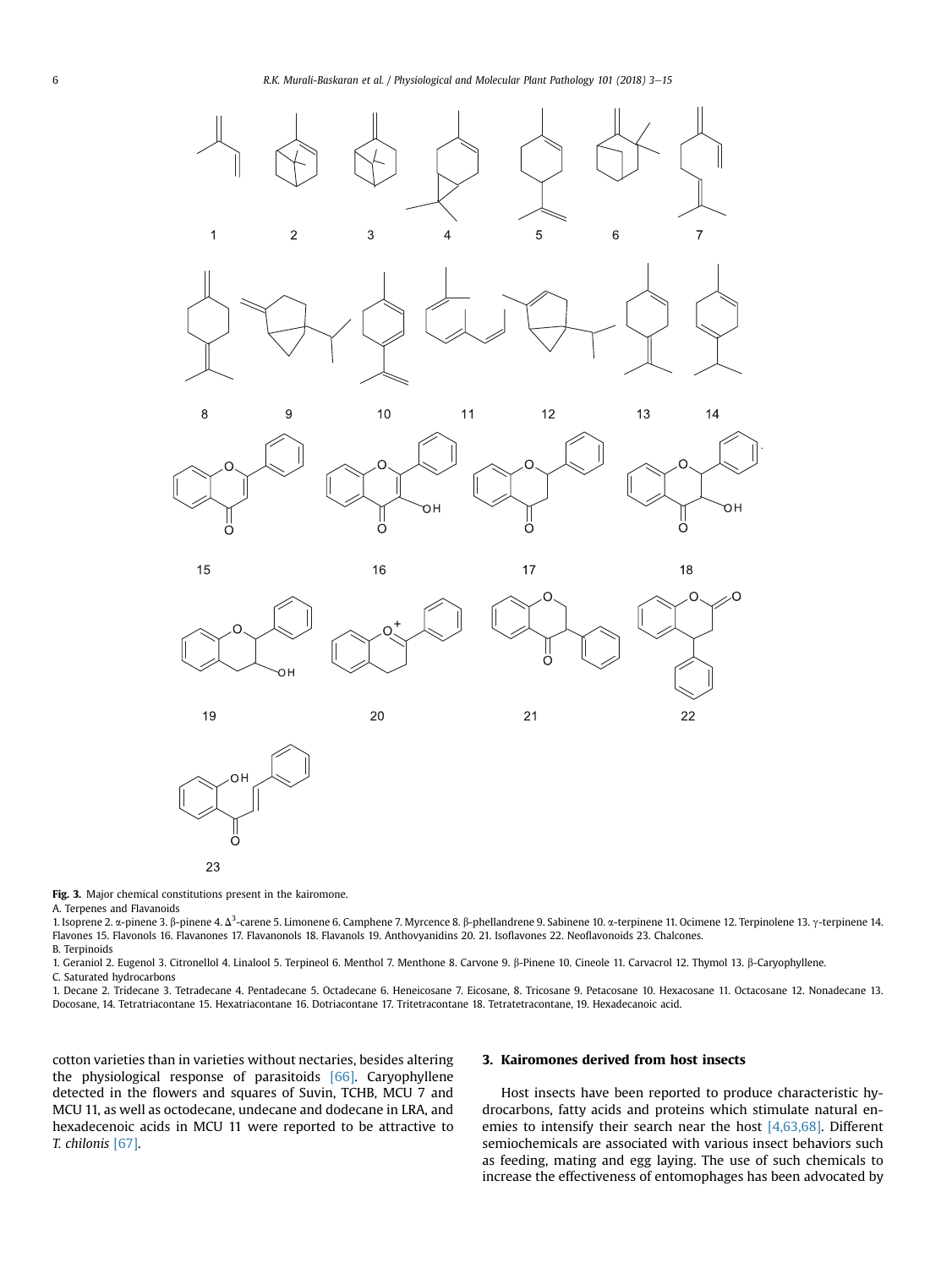**Fig. 3.** Major chemical constitutions present in the kairomone.

A. Terpenes and Flavanoids

1. Isoprene 2. α-pinene 3. β-pinene 4. $\Delta^3$-carene 5. Limonene 6. Camphene 7. Myrcence 8. β-phellandrene 9. Sabinene 10. α-terpinene 11. Ocimene 12. Terpinolene 13. γ-terpinene 14. Flavones 15. Flavonols 16. Flavanones 17. Flavanonols 18. Flavanols 19. Anthovyanidins 20. 21. Isoflavones 22. Neoflavonoids 23. Chalcones.

B. Terpinoids

1. Geraniol 2. Eugenol 3. Citronellol 4. Linalool 5. Terpineol 6. Menthol 7. Menthone 8. Carvone 9. β-Pinene 10. Cineole 11. Carvacrol 12. Thymol 13. β-Caryophyllene.

C. Saturated hydrocarbons

1. Decane 2. Tridecane 3. Tetradecane 4. Pentadecane 5. Octadecane 6. Heneicosane 7. Eicosane, 8. Tricosane 9. Petacosane 10. Hexacosane 11. Octacosane 12. Nonadecane 13. Docosane, 14. Tetratriacontane 15. Hexatriacontane 16. Dotriacontane 17. Tritetracontane 18. Tetratetracontane, 19. Hexadecanoic acid.

cotton varieties than in varieties without nectaries, besides altering the physiological response of parasitoids [66]. Caryophyllene detected in the flowers and squares of Suvin, TCHB, MCU 7 and MCU 11, as well as octodecane, undecane and dodecane in LRA, and hexadecenoic acids in MCU 11 were reported to be attractive to *T. chilonis* [67].

## 3. Kairomones derived from host insects

Host insects have been reported to produce characteristic hydrocarbons, fatty acids and proteins which stimulate natural enemies to intensify their search near the host [4,63,68]. Different semiochemicals are associated with various insect behaviors such as feeding, mating and egg laying. The use of such chemicals to increase the effectiveness of entomophages has been advocated by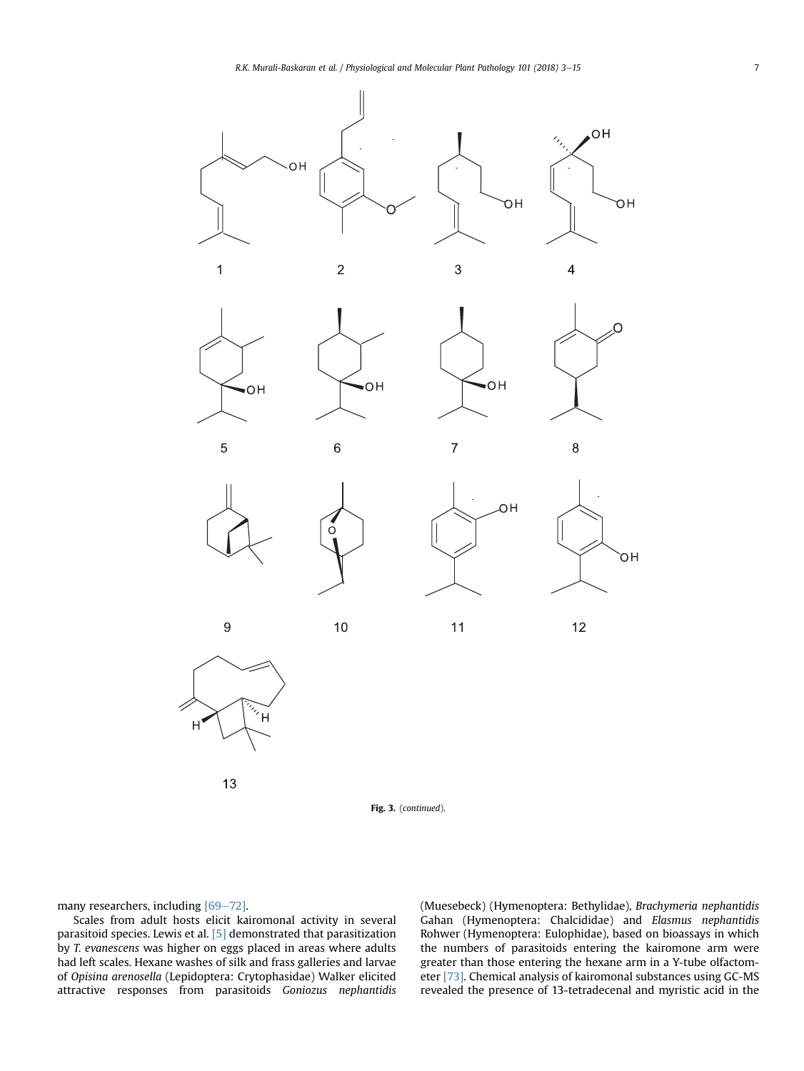Fig. 3. (*continued*).

many researchers, including [69–72].

Scales from adult hosts elicit kairomonal activity in several parasitoid species. Lewis et al. [5] demonstrated that parasitization by *T. evanescens* was higher on eggs placed in areas where adults had left scales. Hexane washes of silk and frass galleries and larvae of *Opisina arenosella* (Lepidoptera: Crytophasidae) Walker elicited attractive responses from parasitoids *Goniozus nephantidis* (Muesebeck) (Hymenoptera: Bethylidae), *Brachymeria nephantidis* Gahan (Hymenoptera: Chalcididae) and *Elasmus nephantidis* Rohwer (Hymenoptera: Eulophidae), based on bioassays in which the numbers of parasitoids entering the kairomone arm were greater than those entering the hexane arm in a Y-tube olfactometer [73]. Chemical analysis of kairomonal substances using GC-MS revealed the presence of 13-tetradecenal and myristic acid in the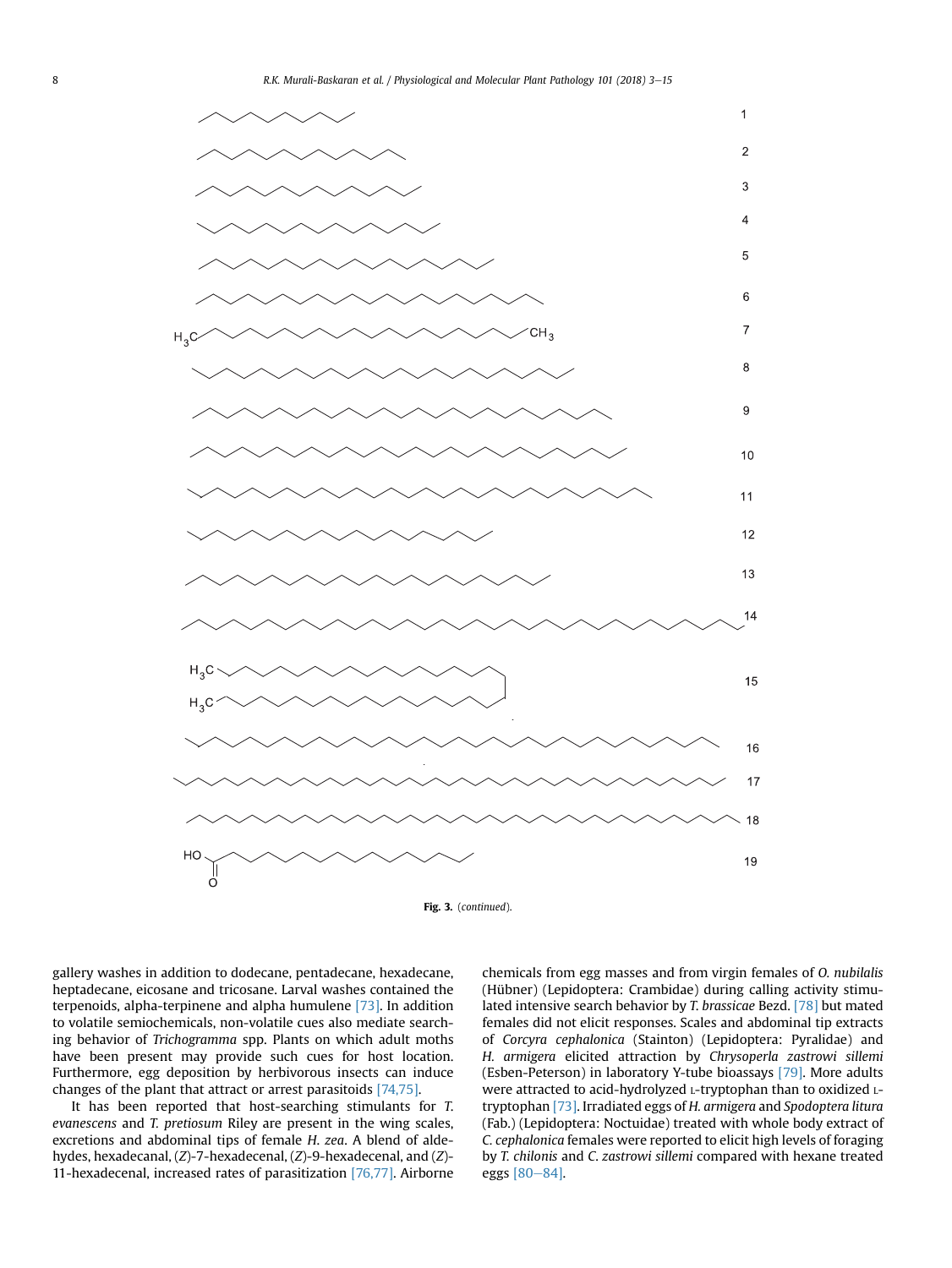Fig. 3. (*continued*).

gallery washes in addition to dodecane, pentadecane, hexadecane, heptadecane, eicosane and tricosane. Larval washes contained the terpenoids, alpha-terpinene and alpha humulene [73]. In addition to volatile semiochemicals, non-volatile cues also mediate searching behavior of *Trichogramma* spp. Plants on which adult moths have been present may provide such cues for host location. Furthermore, egg deposition by herbivorous insects can induce changes of the plant that attract or arrest parasitoids [74,75].

It has been reported that host-searching stimulants for *T. evanescens* and *T. pretiosum* Riley are present in the wing scales, excretions and abdominal tips of female *H. zea*. A blend of aldehydes, hexadecanal, (*Z*)-7-hexadecenal, (*Z*)-9-hexadecenal, and (*Z*)-11-hexadecenal, increased rates of parasitization [76,77]. Airborne chemicals from egg masses and from virgin females of *O. nubilalis* (Hübner) (Lepidoptera: Crambidae) during calling activity stimulated intensive search behavior by *T. brassicae* Bezd. [78] but mated females did not elicit responses. Scales and abdominal tip extracts of *Corcyra cephalonica* (Stainton) (Lepidoptera: Pyralidae) and *H. armigera* elicited attraction by *Chrysoperla zastrowi sillemi* (Esben-Peterson) in laboratory Y-tube bioassays [79]. More adults were attracted to acid-hydrolyzed L-tryptophan than to oxidized L-tryptophan [73]. Irradiated eggs of *H. armigera* and *Spodoptera litura* (Fab.) (Lepidoptera: Noctuidae) treated with whole body extract of *C. cephalonica* females were reported to elicit high levels of foraging by *T. chilonis* and *C. zastrowi sillemi* compared with hexane treated eggs [80–84].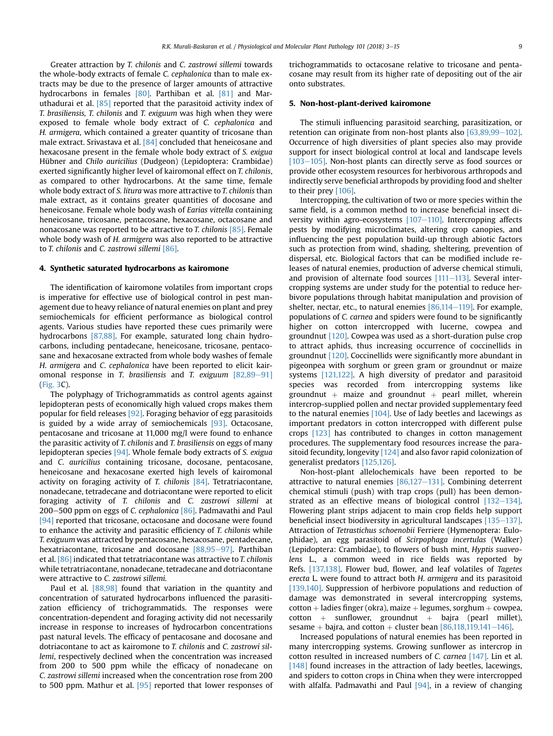Greater attraction by *T. chilonis* and *C. zastrowi sillemi* towards the whole-body extracts of female *C. cephalonica* than to male extracts may be due to the presence of larger amounts of attractive hydrocarbons in females [80]. Parthiban et al. [81] and Maruthadurai et al. [85] reported that the parasitoid activity index of *T. brasiliensis, T. chilonis* and *T. exiguum* was high when they were exposed to female whole body extract of *C. cephalonica* and *H. armigera*, which contained a greater quantity of tricosane than male extract. Srivastava et al. [84] concluded that heneicosane and hexacosane present in the female whole body extract of *S. exigua* Hübner and *Chilo auricilius* (Dudgeon) (Lepidoptera: Crambidae) exerted significantly higher level of kairomonal effect on *T. chilonis*, as compared to other hydrocarbons. At the same time, female whole body extract of *S. litura* was more attractive to *T. chilonis* than male extract, as it contains greater quantities of docosane and heneicosane. Female whole body wash of *Earias vittella* containing heneicosane, tricosane, pentacosane, hexacosane, octacosane and nonacosane was reported to be attractive to *T. chilonis* [85]. Female whole body wash of *H. armigera* was also reported to be attractive to *T. chilonis* and *C. zastrowi sillemi* [86].

## 4. Synthetic saturated hydrocarbons as kairomone

The identification of kairomone volatiles from important crops is imperative for effective use of biological control in pest management due to heavy reliance of natural enemies on plant and prey semiochemicals for efficient performance as biological control agents. Various studies have reported these cues primarily were hydrocarbons [87,88]. For example, saturated long chain hydrocarbons, including pentadecane, heneicosane, tricosane, pentacosane and hexacosane extracted from whole body washes of female *H. armigera* and *C. cephalonica* have been reported to elicit kairomonal response in *T. brasiliensis* and *T. exiguum* [82,89–91] (Fig. 3C).

The polyphagy of Trichogrammatids as control agents against lepidopteran pests of economically high valued crops makes them popular for field releases [92]. Foraging behavior of egg parasitoids is guided by a wide array of semiochemicals [93]. Octacosane, pentacosane and tricosane at 11,000 mg/l were found to enhance the parasitic activity of *T. chilonis* and *T. brasiliensis* on eggs of many lepidopteran species [94]. Whole female body extracts of *S. exigua* and *C. auricilius* containing tricosane, docosane, pentacosane, heneicosane and hexacosane exerted high levels of kairomonal activity on foraging activity of *T. chilonis* [84]. Tetratriacontane, nonadecane, tetradecane and dotriacontane were reported to elicit foraging activity of *T. chilonis* and *C. zastrowi sillemi* at 200–500 ppm on eggs of *C. cephalonica* [86]. Padmavathi and Paul [94] reported that tricosane, octacosane and docosane were found to enhance the activity and parasitic efficiency of *T. chilonis* while *T. exiguum* was attracted by pentacosane, hexacosane, pentadecane, hexatriacontane, tricosane and docosane [88,95–97]. Parthiban et al. [86] indicated that tetratriacontane was attractive to *T. chilonis* while tetratriacontane, nonadecane, tetradecane and dotriacontane were attractive to *C. zastrowi sillemi.*

Paul et al. [88,98] found that variation in the quantity and concentration of saturated hydrocarbons influenced the parasitization efficiency of trichogrammatids. The responses were concentration-dependent and foraging activity did not necessarily increase in response to increases of hydrocarbon concentrations past natural levels. The efficacy of pentacosane and docosane and dotriacontane to act as kairomone to *T. chilonis* and *C. zastrowi sillemi*, respectively declined when the concentration was increased from 200 to 500 ppm while the efficacy of nonadecane on *C. zastrowi sillemi* increased when the concentration rose from 200 to 500 ppm. Mathur et al. [95] reported that lower responses of trichogrammatids to octacosane relative to tricosane and pentacosane may result from its higher rate of depositing out of the air onto substrates.

## 5. Non-host-plant-derived kairomone

The stimuli influencing parasitoid searching, parasitization, or retention can originate from non-host plants also [63,89,99–102]. Occurrence of high diversities of plant species also may provide support for insect biological control at local and landscape levels [103–105]. Non-host plants can directly serve as food sources or provide other ecosystem resources for herbivorous arthropods and indirectly serve beneficial arthropods by providing food and shelter to their prey [106].

Intercropping, the cultivation of two or more species within the same field, is a common method to increase beneficial insect diversity within agro-ecosystems [107–110]. Intercropping affects pests by modifying microclimates, altering crop canopies, and influencing the pest population build-up through abiotic factors such as protection from wind, shading, sheltering, prevention of dispersal, etc. Biological factors that can be modified include releases of natural enemies, production of adverse chemical stimuli, and provision of alternate food sources [111–113]. Several intercropping systems are under study for the potential to reduce herbivore populations through habitat manipulation and provision of shelter, nectar, etc., to natural enemies [86,114–119]. For example, populations of *C. carnea* and spiders were found to be significantly higher on cotton intercropped with lucerne, cowpea and groundnut [120]. Cowpea was used as a short-duration pulse crop to attract aphids, thus increasing occurrence of coccinellids in groundnut [120]. Coccinellids were significantly more abundant in pigeonpea with sorghum or green gram or groundnut or maize systems [121,122]. A high diversity of predator and parasitoid species was recorded from intercropping systems like groundnut + maize and groundnut + pearl millet, wherein intercrop-supplied pollen and nectar provided supplementary feed to the natural enemies [104]. Use of lady beetles and lacewings as important predators in cotton intercropped with different pulse crops [123] has contributed to changes in cotton management procedures. The supplementary food resources increase the parasitoid fecundity, longevity [124] and also favor rapid colonization of generalist predators [125,126].

Non-host-plant allelochemicals have been reported to be attractive to natural enemies [86,127–131]. Combining deterrent chemical stimuli (push) with trap crops (pull) has been demonstrated as an effective means of biological control [132–134]. Flowering plant strips adjacent to main crop fields help support beneficial insect biodiversity in agricultural landscapes [135–137]. Attraction of *Tetrastichus schoenobii* Ferriere (Hymenoptera: Eulophidae), an egg parasitoid of *Scirpophaga incertulas* (Walker) (Lepidoptera: Crambidae), to flowers of bush mint, *Hyptis suaveolens* L., a common weed in rice fields was reported by Refs. [137,138]. Flower bud, flower, and leaf volatiles of *Tagetes erecta* L. were found to attract both *H. armigera* and its parasitoid [139,140]. Suppression of herbivore populations and reduction of damage was demonstrated in several intercropping systems, cotton + ladies finger (okra), maize + legumes, sorghum + cowpea, cotton + sunflower, groundnut + bajra (pearl millet), sesame + bajra, and cotton + cluster bean [86,118,119,141–146].

Increased populations of natural enemies has been reported in many intercropping systems. Growing sunflower as intercrop in cotton resulted in increased numbers of *C. carnea* [147]. Lin et al. [148] found increases in the attraction of lady beetles, lacewings, and spiders to cotton crops in China when they were intercropped with alfalfa. Padmavathi and Paul [94], in a review of changing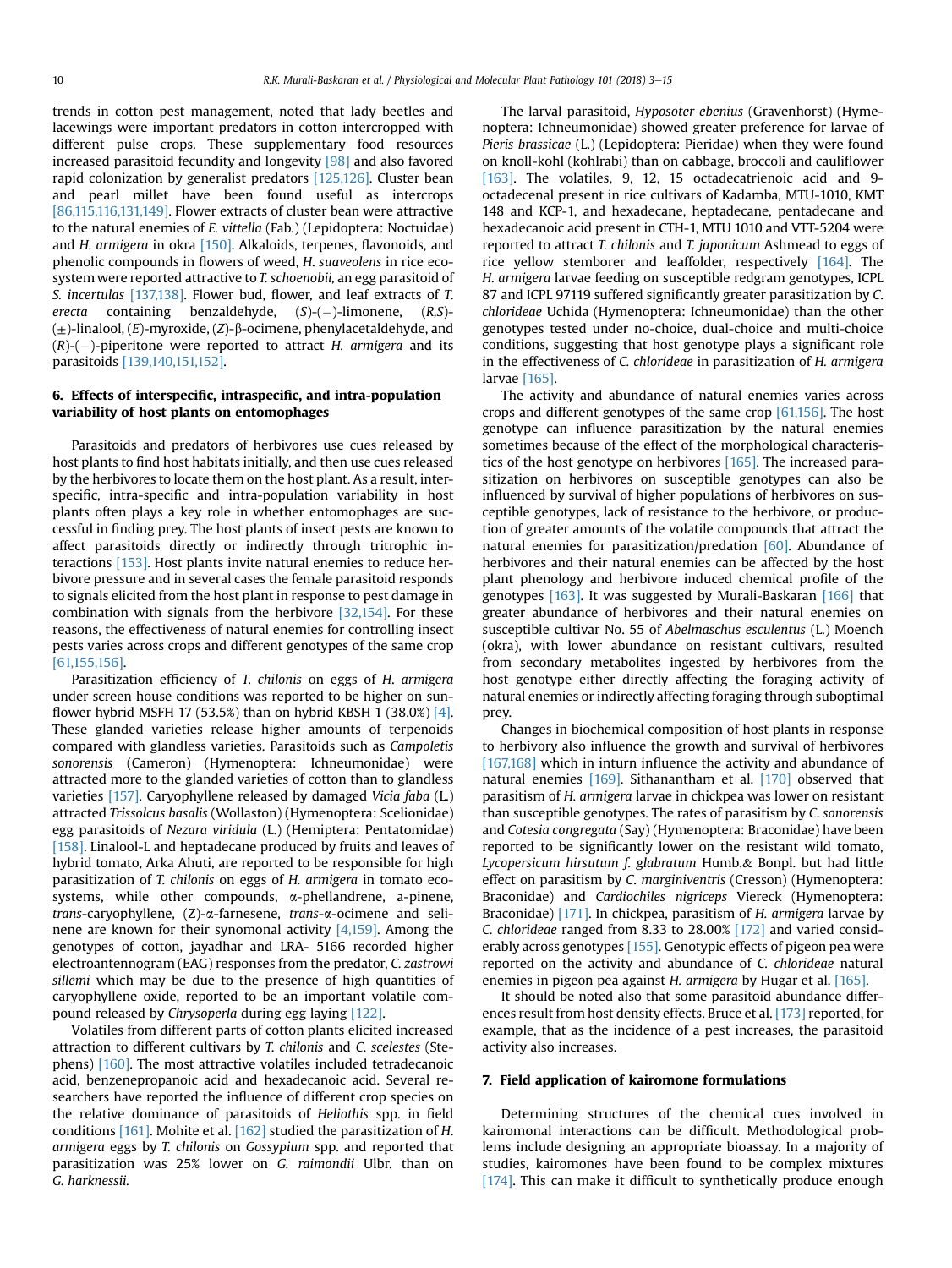trends in cotton pest management, noted that lady beetles and lacewings were important predators in cotton intercropped with different pulse crops. These supplementary food resources increased parasitoid fecundity and longevity [98] and also favored rapid colonization by generalist predators [125,126]. Cluster bean and pearl millet have been found useful as intercrops [86,115,116,131,149]. Flower extracts of cluster bean were attractive to the natural enemies of *E. vittella* (Fab.) (Lepidoptera: Noctuidae) and *H. armigera* in okra [150]. Alkaloids, terpenes, flavonoids, and phenolic compounds in flowers of weed, *H. suaveolens* in rice ecosystem were reported attractive to *T. schoenobii*, an egg parasitoid of *S. incertulas* [137,138]. Flower bud, flower, and leaf extracts of *T. erecta* containing benzaldehyde, (*S*)-(−)-limonene, (*R,S*)-(±)-linalool, (*E*)-myroxide, (*Z*)-β-ocimene, phenylacetaldehyde, and (*R*)-(−)-piperitone were reported to attract *H. armigera* and its parasitoids [139,140,151,152].

## 6. Effects of interspecific, intraspecific, and intra-population variability of host plants on entomophages

Parasitoids and predators of herbivores use cues released by host plants to find host habitats initially, and then use cues released by the herbivores to locate them on the host plant. As a result, interspecific, intra-specific and intra-population variability in host plants often plays a key role in whether entomophages are successful in finding prey. The host plants of insect pests are known to affect parasitoids directly or indirectly through tritrophic interactions [153]. Host plants invite natural enemies to reduce herbivore pressure and in several cases the female parasitoid responds to signals elicited from the host plant in response to pest damage in combination with signals from the herbivore [32,154]. For these reasons, the effectiveness of natural enemies for controlling insect pests varies across crops and different genotypes of the same crop [61,155,156].

Parasitization efficiency of *T. chilonis* on eggs of *H. armigera* under screen house conditions was reported to be higher on sunflower hybrid MSFH 17 (53.5%) than on hybrid KBSH 1 (38.0%) [4]. These glanded varieties release higher amounts of terpenoids compared with glandless varieties. Parasitoids such as *Campoletis sonorensis* (Cameron) (Hymenoptera: Ichneumonidae) were attracted more to the glanded varieties of cotton than to glandless varieties [157]. Caryophyllene released by damaged *Vicia faba* (L.) attracted *Trissolcus basalis* (Wollaston) (Hymenoptera: Scelionidae) egg parasitoids of *Nezara viridula* (L.) (Hemiptera: Pentatomidae) [158]. Linalool-L and heptadecane produced by fruits and leaves of hybrid tomato, Arka Ahuti, are reported to be responsible for high parasitization of *T. chilonis* on eggs of *H. armigera* in tomato ecosystems, while other compounds, α-phellandrene, a-pinene, *trans*-caryophyllene, (Z)-α-farnesene, *trans*-α-ocimene and selinene are known for their synomonal activity [4,159]. Among the genotypes of cotton, jayadhar and LRA- 5166 recorded higher electroantennogram (EAG) responses from the predator, *C. zastrowi sillemi* which may be due to the presence of high quantities of caryophyllene oxide, reported to be an important volatile compound released by *Chrysoperla* during egg laying [122].

Volatiles from different parts of cotton plants elicited increased attraction to different cultivars by *T. chilonis* and *C. scelestes* (Stephens) [160]. The most attractive volatiles included tetradecanoic acid, benzenepropanoic acid and hexadecanoic acid. Several researchers have reported the influence of different crop species on the relative dominance of parasitoids of *Heliothis* spp. in field conditions [161]. Mohite et al. [162] studied the parasitization of *H. armigera* eggs by *T. chilonis* on *Gossypium* spp. and reported that parasitization was 25% lower on *G. raimondii* Ulbr. than on *G. harknessii.*

The larval parasitoid, *Hyposoter ebenius* (Gravenhorst) (Hymenoptera: Ichneumonidae) showed greater preference for larvae of *Pieris brassicae* (L.) (Lepidoptera: Pieridae) when they were found on knoll-kohl (kohlrabi) than on cabbage, broccoli and cauliflower [163]. The volatiles, 9, 12, 15 octadecatrienoic acid and 9-octadecenal present in rice cultivars of Kadamba, MTU-1010, KMT 148 and KCP-1, and hexadecane, heptadecane, pentadecane and hexadecanoic acid present in CTH-1, MTU 1010 and VTT-5204 were reported to attract *T. chilonis* and *T. japonicum* Ashmead to eggs of rice yellow stemborer and leaffolder, respectively [164]. The *H. armigera* larvae feeding on susceptible redgram genotypes, ICPL 87 and ICPL 97119 suffered significantly greater parasitization by *C. chlorideae* Uchida (Hymenoptera: Ichneumonidae) than the other genotypes tested under no-choice, dual-choice and multi-choice conditions, suggesting that host genotype plays a significant role in the effectiveness of *C. chlorideae* in parasitization of *H. armigera* larvae [165].

The activity and abundance of natural enemies varies across crops and different genotypes of the same crop [61,156]. The host genotype can influence parasitization by the natural enemies sometimes because of the effect of the morphological characteristics of the host genotype on herbivores [165]. The increased parasitization on herbivores on susceptible genotypes can also be influenced by survival of higher populations of herbivores on susceptible genotypes, lack of resistance to the herbivore, or production of greater amounts of the volatile compounds that attract the natural enemies for parasitization/predation [60]. Abundance of herbivores and their natural enemies can be affected by the host plant phenology and herbivore induced chemical profile of the genotypes [163]. It was suggested by Murali-Baskaran [166] that greater abundance of herbivores and their natural enemies on susceptible cultivar No. 55 of *Abelmaschus esculentus* (L.) Moench (okra), with lower abundance on resistant cultivars, resulted from secondary metabolites ingested by herbivores from the host genotype either directly affecting the foraging activity of natural enemies or indirectly affecting foraging through suboptimal prey.

Changes in biochemical composition of host plants in response to herbivory also influence the growth and survival of herbivores [167,168] which in inturn influence the activity and abundance of natural enemies [169]. Sithanantham et al. [170] observed that parasitism of *H. armigera* larvae in chickpea was lower on resistant than susceptible genotypes. The rates of parasitism by *C. sonorensis* and *Cotesia congregata* (Say) (Hymenoptera: Braconidae) have been reported to be significantly lower on the resistant wild tomato, *Lycopersicum hirsutum f. glabratum* Humb.& Bonpl. but had little effect on parasitism by *C. marginiventris* (Cresson) (Hymenoptera: Braconidae) and *Cardiochiles nigriceps* Viereck (Hymenoptera: Braconidae) [171]. In chickpea, parasitism of *H. armigera* larvae by *C. chlorideae* ranged from 8.33 to 28.00% [172] and varied considerably across genotypes [155]. Genotypic effects of pigeon pea were reported on the activity and abundance of *C. chlorideae* natural enemies in pigeon pea against *H. armigera* by Hugar et al. [165].

It should be noted also that some parasitoid abundance differences result from host density effects. Bruce et al. [173] reported, for example, that as the incidence of a pest increases, the parasitoid activity also increases.

## 7. Field application of kairomone formulations

Determining structures of the chemical cues involved in kairomonal interactions can be difficult. Methodological problems include designing an appropriate bioassay. In a majority of studies, kairomones have been found to be complex mixtures [174]. This can make it difficult to synthetically produce enough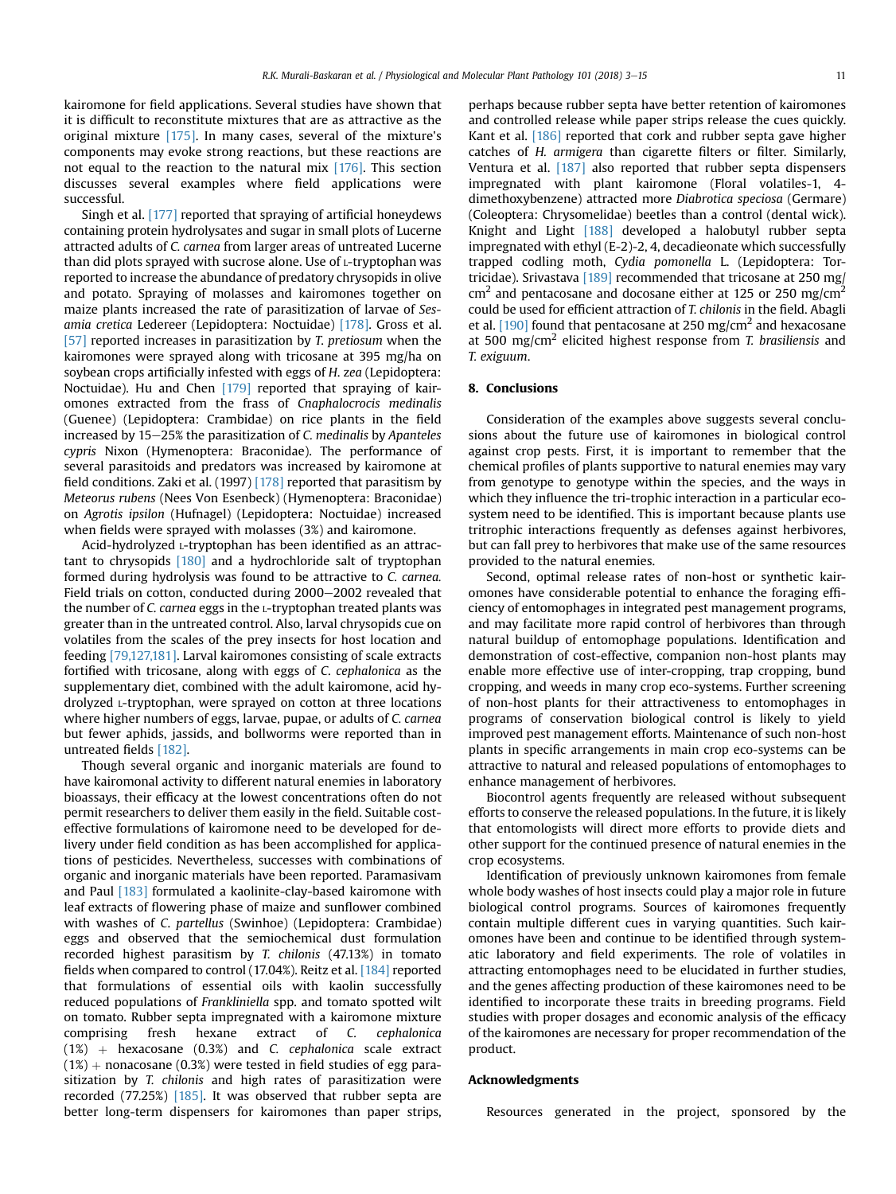kairomone for field applications. Several studies have shown that it is difficult to reconstitute mixtures that are as attractive as the original mixture [175]. In many cases, several of the mixture's components may evoke strong reactions, but these reactions are not equal to the reaction to the natural mix [176]. This section discusses several examples where field applications were successful.

Singh et al. [177] reported that spraying of artificial honeydews containing protein hydrolysates and sugar in small plots of Lucerne attracted adults of *C. carnea* from larger areas of untreated Lucerne than did plots sprayed with sucrose alone. Use of L-tryptophan was reported to increase the abundance of predatory chrysopids in olive and potato. Spraying of molasses and kairomones together on maize plants increased the rate of parasitization of larvae of *Sesamia cretica* Ledereer (Lepidoptera: Noctuidae) [178]. Gross et al. [57] reported increases in parasitization by *T. pretiosum* when the kairomones were sprayed along with tricosane at 395 mg/ha on soybean crops artificially infested with eggs of *H. zea* (Lepidoptera: Noctuidae). Hu and Chen [179] reported that spraying of kairomones extracted from the frass of *Cnaphalocrocis medinalis* (Guenee) (Lepidoptera: Crambidae) on rice plants in the field increased by 15–25% the parasitization of *C. medinalis* by *Apanteles cypris* Nixon (Hymenoptera: Braconidae). The performance of several parasitoids and predators was increased by kairomone at field conditions. Zaki et al. (1997) [178] reported that parasitism by *Meteorus rubens* (Nees Von Esenbeck) (Hymenoptera: Braconidae) on *Agrotis ipsilon* (Hufnagel) (Lepidoptera: Noctuidae) increased when fields were sprayed with molasses (3%) and kairomone.

Acid-hydrolyzed L-tryptophan has been identified as an attractant to chrysopids [180] and a hydrochloride salt of tryptophan formed during hydrolysis was found to be attractive to *C. carnea*. Field trials on cotton, conducted during 2000–2002 revealed that the number of *C. carnea* eggs in the L-tryptophan treated plants was greater than in the untreated control. Also, larval chrysopids cue on volatiles from the scales of the prey insects for host location and feeding [79,127,181]. Larval kairomones consisting of scale extracts fortified with tricosane, along with eggs of *C. cephalonica* as the supplementary diet, combined with the adult kairomone, acid hydrolyzed L-tryptophan, were sprayed on cotton at three locations where higher numbers of eggs, larvae, pupae, or adults of *C. carnea* but fewer aphids, jassids, and bollworms were reported than in untreated fields [182].

Though several organic and inorganic materials are found to have kairomonal activity to different natural enemies in laboratory bioassays, their efficacy at the lowest concentrations often do not permit researchers to deliver them easily in the field. Suitable cost-effective formulations of kairomone need to be developed for delivery under field condition as has been accomplished for applications of pesticides. Nevertheless, successes with combinations of organic and inorganic materials have been reported. Paramasivam and Paul [183] formulated a kaolinite-clay-based kairomone with leaf extracts of flowering phase of maize and sunflower combined with washes of *C. partellus* (Swinhoe) (Lepidoptera: Crambidae) eggs and observed that the semiochemical dust formulation recorded highest parasitism by *T. chilonis* (47.13%) in tomato fields when compared to control (17.04%). Reitz et al. [184] reported that formulations of essential oils with kaolin successfully reduced populations of *Frankliniella* spp. and tomato spotted wilt on tomato. Rubber septa impregnated with a kairomone mixture comprising fresh hexane extract of *C. cephalonica* (1%) + hexacosane (0.3%) and *C. cephalonica* scale extract (1%) + nonacosane (0.3%) were tested in field studies of egg parasitization by *T. chilonis* and high rates of parasitization were recorded (77.25%) [185]. It was observed that rubber septa are better long-term dispensers for kairomones than paper strips, perhaps because rubber septa have better retention of kairomones and controlled release while paper strips release the cues quickly. Kant et al. [186] reported that cork and rubber septa gave higher catches of *H. armigera* than cigarette filters or filter. Similarly, Ventura et al. [187] also reported that rubber septa dispensers impregnated with plant kairomone (Floral volatiles-1, 4-dimethoxybenzene) attracted more *Diabrotica speciosa* (Germare) (Coleoptera: Chrysomelidae) beetles than a control (dental wick). Knight and Light [188] developed a halobutyl rubber septa impregnated with ethyl (E-2)-2, 4, decadieonate which successfully trapped codling moth, *Cydia pomonella* L. (Lepidoptera: Tortricidae). Srivastava [189] recommended that tricosane at 250 mg/cm$^2$ and pentacosane and docosane either at 125 or 250 mg/cm$^2$ could be used for efficient attraction of *T. chilonis* in the field. Abagli et al. [190] found that pentacosane at 250 mg/cm$^2$ and hexacosane at 500 mg/cm$^2$ elicited highest response from *T. brasiliensis* and *T. exiguum*.

## 8. Conclusions

Consideration of the examples above suggests several conclusions about the future use of kairomones in biological control against crop pests. First, it is important to remember that the chemical profiles of plants supportive to natural enemies may vary from genotype to genotype within the species, and the ways in which they influence the tri-trophic interaction in a particular ecosystem need to be identified. This is important because plants use tritrophic interactions frequently as defenses against herbivores, but can fall prey to herbivores that make use of the same resources provided to the natural enemies.

Second, optimal release rates of non-host or synthetic kairomones have considerable potential to enhance the foraging efficiency of entomophages in integrated pest management programs, and may facilitate more rapid control of herbivores than through natural buildup of entomophage populations. Identification and demonstration of cost-effective, companion non-host plants may enable more effective use of inter-cropping, trap cropping, bund cropping, and weeds in many crop eco-systems. Further screening of non-host plants for their attractiveness to entomophages in programs of conservation biological control is likely to yield improved pest management efforts. Maintenance of such non-host plants in specific arrangements in main crop eco-systems can be attractive to natural and released populations of entomophages to enhance management of herbivores.

Biocontrol agents frequently are released without subsequent efforts to conserve the released populations. In the future, it is likely that entomologists will direct more efforts to provide diets and other support for the continued presence of natural enemies in the crop ecosystems.

Identification of previously unknown kairomones from female whole body washes of host insects could play a major role in future biological control programs. Sources of kairomones frequently contain multiple different cues in varying quantities. Such kairomones have been and continue to be identified through systematic laboratory and field experiments. The role of volatiles in attracting entomophages need to be elucidated in further studies, and the genes affecting production of these kairomones need to be identified to incorporate these traits in breeding programs. Field studies with proper dosages and economic analysis of the efficacy of the kairomones are necessary for proper recommendation of the product.

## Acknowledgments

Resources generated in the project, sponsored by the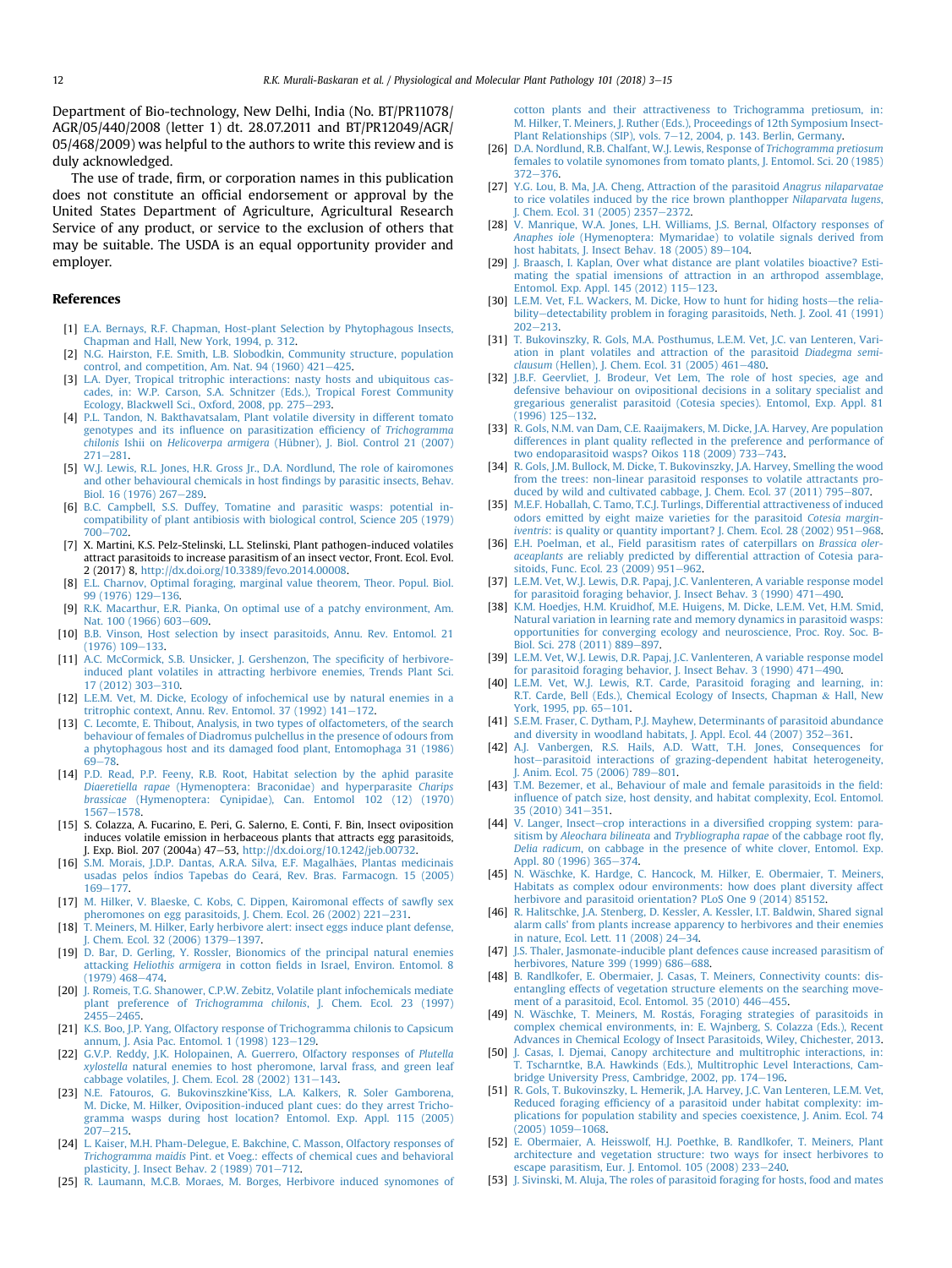Department of Bio-technology, New Delhi, India (No. BT/PR11078/AGR/05/440/2008 (letter 1) dt. 28.07.2011 and BT/PR12049/AGR/05/468/2009) was helpful to the authors to write this review and is duly acknowledged.

The use of trade, firm, or corporation names in this publication does not constitute an official endorsement or approval by the United States Department of Agriculture, Agricultural Research Service of any product, or service to the exclusion of others that may be suitable. The USDA is an equal opportunity provider and employer.

## References

[1] E.A. Bernays, R.F. Chapman, Host-plant Selection by Phytophagous Insects, Chapman and Hall, New York, 1994, p. 312.

[2] N.G. Hairston, F.E. Smith, L.B. Slobodkin, Community structure, population control, and competition, Am. Nat. 94 (1960) 421–425.

[3] L.A. Dyer, Tropical tritrophic interactions: nasty hosts and ubiquitous cascades, in: W.P. Carson, S.A. Schnitzer (Eds.), Tropical Forest Community Ecology, Blackwell Sci., Oxford, 2008, pp. 275–293.

[4] P.L. Tandon, N. Bakthavatsalam, Plant volatile diversity in different tomato genotypes and its influence on parasitization efficiency of *Trichogramma chilonis* Ishii on *Helicoverpa armigera* (Hübner), J. Biol. Control 21 (2007) 271–281.

[5] W.J. Lewis, R.L. Jones, H.R. Gross Jr., D.A. Nordlund, The role of kairomones and other behavioural chemicals in host findings by parasitic insects, Behav. Biol. 16 (1976) 267–289.

[6] B.C. Campbell, S.S. Duffey, Tomatine and parasitic wasps: potential incompatibility of plant antibiosis with biological control, Science 205 (1979) 700–702.

[7] X. Martini, K.S. Pelz-Stelinski, L.L. Stelinski, Plant pathogen-induced volatiles attract parasitoids to increase parasitism of an insect vector, Front. Ecol. Evol. 2 (2017) 8, http://dx.doi.org/10.3389/fevo.2014.00008.

[8] E.L. Charnov, Optimal foraging, marginal value theorem, Theor. Popul. Biol. 99 (1976) 129–136.

[9] R.K. Macarthur, E.R. Pianka, On optimal use of a patchy environment, Am. Nat. 100 (1966) 603–609.

[10] B.B. Vinson, Host selection by insect parasitoids, Annu. Rev. Entomol. 21 (1976) 109–133.

[11] A.C. McCormick, S.B. Unsicker, J. Gershenzon, The specificity of herbivore-induced plant volatiles in attracting herbivore enemies, Trends Plant Sci. 17 (2012) 303–310.

[12] L.E.M. Vet, M. Dicke, Ecology of infochemical use by natural enemies in a tritrophic context, Annu. Rev. Entomol. 37 (1992) 141–172.

[13] C. Lecomte, E. Thibout, Analysis, in two types of olfactometers, of the search behaviour of females of Diadromus pulchellus in the presence of odours from a phytophagous host and its damaged food plant, Entomophaga 31 (1986) 69–78.

[14] P.D. Read, P.P. Feeny, R.B. Root, Habitat selection by the aphid parasite *Diaeretiella rapae* (Hymenoptera: Braconidae) and hyperparasite *Charips brassicae* (Hymenoptera: Cynipidae), Can. Entomol 102 (12) (1970) 1567–1578.

[15] S. Colazza, A. Fucarino, E. Peri, G. Salerno, E. Conti, F. Bin, Insect oviposition induces volatile emission in herbaceous plants that attracts egg parasitoids, J. Exp. Biol. 207 (2004a) 47–53, http://dx.doi.org/10.1242/jeb.00732.

[16] S.M. Morais, J.D.P. Dantas, A.R.A. Silva, E.F. Magalhães, Plantas medicinais usadas pelos índios Tapebas do Ceará, Rev. Bras. Farmacogn. 15 (2005) 169–177.

[17] M. Hilker, V. Blaeske, C. Kobs, C. Dippen, Kairomonal effects of sawfly sex pheromones on egg parasitoids, J. Chem. Ecol. 26 (2002) 221–231.

[18] T. Meiners, M. Hilker, Early herbivore alert: insect eggs induce plant defense, J. Chem. Ecol. 32 (2006) 1379–1397.

[19] D. Bar, D. Gerling, Y. Rossler, Bionomics of the principal natural enemies attacking *Heliothis armigera* in cotton fields in Israel, Environ. Entomol. 8 (1979) 468–474.

[20] J. Romeis, T.G. Shanower, C.P.W. Zebitz, Volatile plant infochemicals mediate plant preference of *Trichogramma chilonis*, J. Chem. Ecol. 23 (1997) 2455–2465.

[21] K.S. Boo, J.P. Yang, Olfactory response of Trichogramma chilonis to Capsicum annum, J. Asia Pac. Entomol. 1 (1998) 123–129.

[22] G.V.P. Reddy, J.K. Holopainen, A. Guerrero, Olfactory responses of *Plutella xylostella* natural enemies to host pheromone, larval frass, and green leaf cabbage volatiles, J. Chem. Ecol. 28 (2002) 131–143.

[23] N.E. Fatouros, G. Bukovinszkine'Kiss, L.A. Kalkers, R. Soler Gamborena, M. Dicke, M. Hilker, Oviposition-induced plant cues: do they arrest Trichogramma wasps during host location? Entomol. Exp. Appl. 115 (2005) 207–215.

[24] L. Kaiser, M.H. Pham-Delegue, E. Bakchine, C. Masson, Olfactory responses of *Trichogramma maidis* Pint. et Voeg.: effects of chemical cues and behavioral plasticity, J. Insect Behav. 2 (1989) 701–712.

[25] R. Laumann, M.C.B. Moraes, M. Borges, Herbivore induced synomones of cotton plants and their attractiveness to Trichogramma pretiosum, in: M. Hilker, T. Meiners, J. Ruther (Eds.), Proceedings of 12th Symposium Insect-Plant Relationships (SIP), vols. 7–12, 2004, p. 143. Berlin, Germany.

[26] D.A. Nordlund, R.B. Chalfant, W.J. Lewis, Response of *Trichogramma pretiosum* females to volatile synomones from tomato plants, J. Entomol. Sci. 20 (1985) 372–376.

[27] Y.G. Lou, B. Ma, J.A. Cheng, Attraction of the parasitoid *Anagrus nilaparvatae* to rice volatiles induced by the rice brown planthopper *Nilaparvata lugens*, J. Chem. Ecol. 31 (2005) 2357–2372.

[28] V. Manrique, W.A. Jones, L.H. Williams, J.S. Bernal, Olfactory responses of *Anaphes iole* (Hymenoptera: Mymaridae) to volatile signals derived from host habitats, J. Insect Behav. 18 (2005) 89–104.

[29] J. Braasch, I. Kaplan, Over what distance are plant volatiles bioactive? Estimating the spatial imensions of attraction in an arthropod assemblage, Entomol. Exp. Appl. 145 (2012) 115–123.

[30] L.E.M. Vet, F.L. Wackers, M. Dicke, How to hunt for hiding hosts—the reliability—detectability problem in foraging parasitoids, Neth. J. Zool. 41 (1991) 202–213.

[31] T. Bukovinszky, R. Gols, M.A. Posthumus, L.E.M. Vet, J.C. van Lenteren, Variation in plant volatiles and attraction of the parasitoid *Diadegma semiclausum* (Hellen), J. Chem. Ecol. 31 (2005) 461–480.

[32] J.B.F. Geervliet, J. Brodeur, Vet Lem, The role of host species, age and defensive behaviour on ovipositional decisions in a solitary specialist and gregarious generalist parasitoid (Cotesia species). Entomol, Exp. Appl. 81 (1996) 125–132.

[33] R. Gols, N.M. van Dam, C.E. Raaijmakers, M. Dicke, J.A. Harvey, Are population differences in plant quality reflected in the preference and performance of two endoparasitoid wasps? Oikos 118 (2009) 733–743.

[34] R. Gols, J.M. Bullock, M. Dicke, T. Bukovinszky, J.A. Harvey, Smelling the wood from the trees: non-linear parasitoid responses to volatile attractants produced by wild and cultivated cabbage, J. Chem. Ecol. 37 (2011) 795–807.

[35] M.E.F. Hoballah, C. Tamo, T.C.J. Turlings, Differential attractiveness of induced odors emitted by eight maize varieties for the parasitoid *Cotesia marginiventris*: is quality or quantity important? J. Chem. Ecol. 28 (2002) 951–968.

[36] E.H. Poelman, et al., Field parasitism rates of caterpillars on *Brassica oleraceaplants* are reliably predicted by differential attraction of Cotesia parasitoids, Func. Ecol. 23 (2009) 951–962.

[37] L.E.M. Vet, W.J. Lewis, D.R. Papaj, J.C. Vanlenteren, A variable response model for parasitoid foraging behavior, J. Insect Behav. 3 (1990) 471–490.

[38] K.M. Hoedjes, H.M. Kruidhof, M.E. Huigens, M. Dicke, L.E.M. Vet, H.M. Smid, Natural variation in learning rate and memory dynamics in parasitoid wasps: opportunities for converging ecology and neuroscience, Proc. Roy. Soc. B-Biol. Sci. 278 (2011) 889–897.

[39] L.E.M. Vet, W.J. Lewis, D.R. Papaj, J.C. Vanlenteren, A variable response model for parasitoid foraging behavior, J. Insect Behav. 3 (1990) 471–490.

[40] L.E.M. Vet, W.J. Lewis, R.T. Carde, Parasitoid foraging and learning, in: R.T. Carde, Bell (Eds.), Chemical Ecology of Insects, Chapman & Hall, New York, 1995, pp. 65–101.

[41] S.E.M. Fraser, C. Dytham, P.J. Mayhew, Determinants of parasitoid abundance and diversity in woodland habitats, J. Appl. Ecol. 44 (2007) 352–361.

[42] A.J. Vanbergen, R.S. Hails, A.D. Watt, T.H. Jones, Consequences for host–parasitoid interactions of grazing-dependent habitat heterogeneity, J. Anim. Ecol. 75 (2006) 789–801.

[43] T.M. Bezemer, et al., Behaviour of male and female parasitoids in the field: influence of patch size, host density, and habitat complexity, Ecol. Entomol. 35 (2010) 341–351.

[44] V. Langer, Insect–crop interactions in a diversified cropping system: parasitism by *Aleochara bilineata* and *Trybliographa rapae* of the cabbage root fly, *Delia radicum*, on cabbage in the presence of white clover, Entomol. Exp. Appl. 80 (1996) 365–374.

[45] N. Wäschke, K. Hardge, C. Hancock, M. Hilker, E. Obermaier, T. Meiners, Habitats as complex odour environments: how does plant diversity affect herbivore and parasitoid orientation? PLoS One 9 (2014) 85152.

[46] R. Halitschke, J.A. Stenberg, D. Kessler, A. Kessler, I.T. Baldwin, Shared signal alarm calls' from plants increase apparency to herbivores and their enemies in nature, Ecol. Lett. 11 (2008) 24–34.

[47] J.S. Thaler, Jasmonate-inducible plant defences cause increased parasitism of herbivores, Nature 399 (1999) 686–688.

[48] B. Randlkofer, E. Obermaier, J. Casas, T. Meiners, Connectivity counts: disentangling effects of vegetation structure elements on the searching movement of a parasitoid, Ecol. Entomol. 35 (2010) 446–455.

[49] N. Wäschke, T. Meiners, M. Rostás, Foraging strategies of parasitoids in complex chemical environments, in: E. Wajnberg, S. Colazza (Eds.), Recent Advances in Chemical Ecology of Insect Parasitoids, Wiley, Chichester, 2013.

[50] J. Casas, I. Djemai, Canopy architecture and multitrophic interactions, in: T. Tscharntke, B.A. Hawkinds (Eds.), Multitrophic Level Interactions, Cambridge University Press, Cambridge, 2002, pp. 174–196.

[51] R. Gols, T. Bukovinszky, L. Hemerik, J.A. Harvey, J.C. Van Lenteren, L.E.M. Vet, Reduced foraging efficiency of a parasitoid under habitat complexity: implications for population stability and species coexistence, J. Anim. Ecol. 74 (2005) 1059–1068.

[52] E. Obermaier, A. Heisswolf, H.J. Poethke, B. Randlkofer, T. Meiners, Plant architecture and vegetation structure: two ways for insect herbivores to escape parasitism, Eur. J. Entomol. 105 (2008) 233–240.

[53] J. Sivinski, M. Aluja, The roles of parasitoid foraging for hosts, food and mates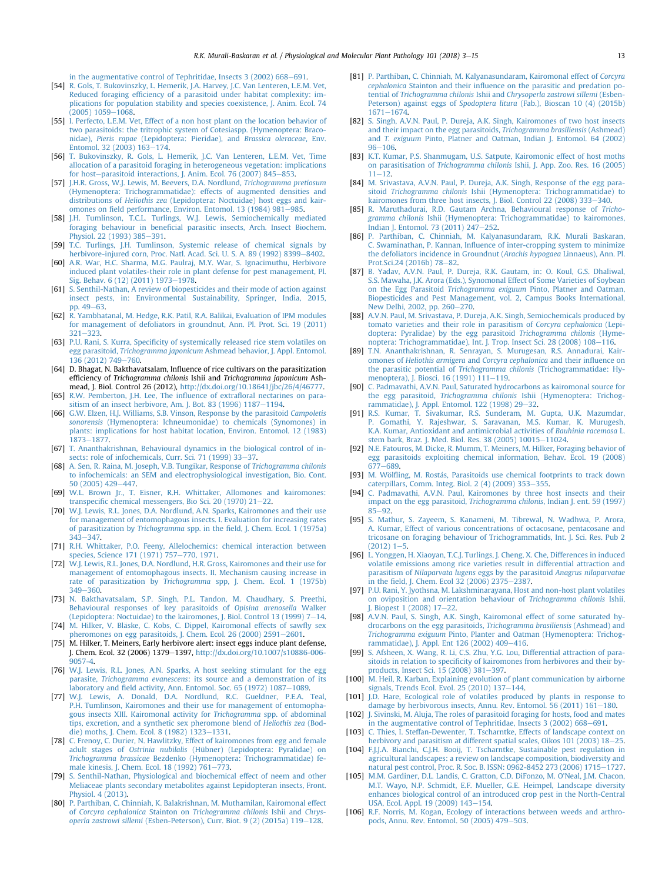in the augmentative control of Tephritidae, Insects 3 (2002) 668–691.

[54] R. Gols, T. Bukovinszky, L. Hemerik, J.A. Harvey, J.C. Van Lenteren, L.E.M. Vet, Reduced foraging efficiency of a parasitoid under habitat complexity: implications for population stability and species coexistence, J. Anim. Ecol. 74 (2005) 1059–1068.

[55] I. Perfecto, L.E.M. Vet, Effect of a non host plant on the location behavior of two parasitoids: the tritrophic system of Cotesiaspp. (Hymenoptera: Braconidae), *Pieris rapae* (Lepidoptera: Pieridae), and *Brassica oleraceae*, Env. Entomol. 32 (2003) 163–174.

[56] T. Bukovinszky, R. Gols, L. Hemerik, J.C. Van Lenteren, L.E.M. Vet, Time allocation of a parasitoid foraging in heterogeneous vegetation: implications for host–parasitoid interactions, J. Anim. Ecol. 76 (2007) 845–853.

[57] J.H.R. Gross, W.J. Lewis, M. Beevers, D.A. Nordlund, *Trichogramma pretiosum* (Hymenoptera: Trichogrammatidae): effects of augmented densities and distributions of *Heliothis zea* (Lepidoptera: Noctuidae) host eggs and kairomones on field performance, Environ. Entomol. 13 (1984) 981–985.

[58] J.H. Tumlinson, T.C.L. Turlings, W.J. Lewis, Semiochemically mediated foraging behaviour in beneficial parasitic insects, Arch. Insect Biochem. Physiol. 22 (1993) 385–391.

[59] T.C. Turlings, J.H. Tumlinson, Systemic release of chemical signals by herbivore-injured corn, Proc. Natl. Acad. Sci. U. S. A. 89 (1992) 8399–8402.

[60] A.R. War, H.C. Sharma, M.G. Paulraj, M.Y. War, S. Ignacimuthu, Herbivore induced plant volatiles-their role in plant defense for pest management, Pl. Sig. Behav. 6 (12) (2011) 1973–1978.

[61] S. Senthil-Nathan, A review of biopesticides and their mode of action against insect pests, in: Environmental Sustainability, Springer, India, 2015, pp. 49–63.

[62] R. Yambhatanal, M. Hedge, R.K. Patil, R.A. Balikai, Evaluation of IPM modules for management of defoliators in groundnut, Ann. Pl. Prot. Sci. 19 (2011) 321–323.

[63] P.U. Rani, S. Kurra, Specificity of systemically released rice stem volatiles on egg parasitoid, *Trichogramma japonicum* Ashmead behavior, J. Appl. Entomol. 136 (2012) 749–760.

[64] D. Bhagat, N. Bakthavatsalam, Influence of rice cultivars on the parasitization efficiency of *Trichogramma chilonis* Ishii and *Trichogramma japonicum* Ashmead, J. Biol. Control 26 (2012), http://dx.doi.org/10.18641/jbc/26/4/46777.

[65] R.W. Pemberton, J.H. Lee, The influence of extrafloral nectarines on parasitism of an insect herbivore, Am. J. Bot. 83 (1996) 1187–1194.

[66] G.W. Elzen, H.J. Williams, S.B. Vinson, Response by the parasitoid *Campoletis sonorensis* (Hymenoptera: Ichneumonidae) to chemicals (Synomones) in plants: implications for host habitat location, Environ. Entomol. 12 (1983) 1873–1877.

[67] T. Ananthakrishnan, Behavioural dynamics in the biological control of insects: role of infochemicals, Curr. Sci. 71 (1999) 33–37.

[68] A. Sen, R. Raina, M. Joseph, V.B. Tungikar, Response of *Trichogramma chilonis* to infochemicals: an SEM and electrophysiological investigation, Bio. Cont. 50 (2005) 429–447.

[69] W.L. Brown Jr., T. Eisner, R.H. Whittaker, Allomones and kairomones: transpecific chemical messengers, Bio Sci. 20 (1970) 21–22.

[70] W.J. Lewis, R.L. Jones, D.A. Nordlund, A.N. Sparks, Kairomones and their use for management of entomophagous insects. I. Evaluation for increasing rates of parasitization by *Trichogramma* spp. in the field, J. Chem. Ecol. 1 (1975a) 343–347.

[71] R.H. Whittaker, P.O. Feeny, Allelochemics: chemical interaction between species, Science 171 (1971) 757–770, 1971.

[72] W.J. Lewis, R.L. Jones, D.A. Nordlund, H.R. Gross, Kairomones and their use for management of entomophagous insects. II. Mechanism causing increase in rate of parasitization by *Trichogramma* spp, J. Chem. Ecol. 1 (1975b) 349–360.

[73] N. Bakthavatsalam, S.P. Singh, P.L. Tandon, M. Chaudhary, S. Preethi, Behavioural responses of key parasitoids of *Opisina arenosella* Walker (Lepidoptera: Noctuidae) to the kairomones, J. Biol. Control 13 (1999) 7–14.

[74] M. Hilker, V. Bläske, C. Kobs, C. Dippel, Kairomonal effects of sawfly sex pheromones on egg parasitoids, J. Chem. Ecol. 26 (2000) 2591–2601.

[75] M. Hilker, T. Meiners, Early herbivore alert: insect eggs induce plant defense, J. Chem. Ecol. 32 (2006) 1379–1397, http://dx.doi.org/10.1007/s10886-006-9057-4.

[76] W.J. Lewis, R.L. Jones, A.N. Sparks, A host seeking stimulant for the egg parasite, *Trichogramma evanescens*: its source and a demonstration of its laboratory and field activity, Ann. Entomol. Soc. 65 (1972) 1087–1089.

[77] W.J. Lewis, A. Donald, D.A. Nordlund, R.C. Gueldner, P.E.A. Teal, P.H. Tumlinson, Kairomones and their use for management of entomophagous insects XIII. Kairomonal activity for *Trichogramma* spp. of abdominal tips, excretion, and a synthetic sex pheromone blend of *Heliothis zea* (Boddie) moths, J. Chem. Ecol. 8 (1982) 1323–1331.

[78] C. Frenoy, C. Durier, N. Hawlitzky, Effect of kairomones from egg and female adult stages of *Ostrinia nubilalis* (Hübner) (Lepidoptera: Pyralidae) on *Trichogramma brassicae* Bezdenko (Hymenoptera: Trichogrammatidae) female kinesis, J. Chem. Ecol. 18 (1992) 761–773.

[79] S. Senthil-Nathan, Physiological and biochemical effect of neem and other Meliaceae plants secondary metabolites against Lepidopteran insects, Front. Physiol. 4 (2013).

[80] P. Parthiban, C. Chinniah, K. Balakrishnan, M. Muthamilan, Kairomonal effect of *Corcyra cephalonica* Stainton on *Trichogramma chilonis* Ishii and *Chrysoperla zastrowi sillemi* (Esben-Peterson), Curr. Biot. 9 (2) (2015a) 119–128.

[81] P. Parthiban, C. Chinniah, M. Kalyanasundaram, Kairomonal effect of *Corcyra cephalonica* Stainton and their influence on the parasitic and predation potential of *Trichogramma chilonis* Ishii and *Chrysoperla zastrowi sillemi* (Esben-Peterson) against eggs of *Spodoptera litura* (Fab.), Bioscan 10 (4) (2015b) 1671–1674.

[82] S. Singh, A.V.N. Paul, P. Dureja, A.K. Singh, Kairomones of two host insects and their impact on the egg parasitoids, *Trichogramma brasiliensis* (Ashmead) and *T. exiguum* Pinto, Platner and Oatman, Indian J. Entomol. 64 (2002) 96–106.

[83] K.T. Kumar, P.S. Shanmugam, U.S. Satpute, Kairomonic effect of host moths on parasitisation of *Trichogramma chilonis* Ishii, J. App. Zoo. Res. 16 (2005) 11–12.

[84] M. Srivastava, A.V.N. Paul, P. Dureja, A.K. Singh, Response of the egg parasitoid *Trichogramma chilonis* Ishii (Hymenoptera: Trichogrammatidae) to kairomones from three host insects, J. Biol. Control 22 (2008) 333–340.

[85] R. Maruthadurai, R.D. Gautam Archna, Behavioural response of *Trichogramma chilonis* Ishii (Hymenoptera: Trichogrammatidae) to kairomones, Indian J. Entomol. 73 (2011) 247–252.

[86] P. Parthiban, C. Chinniah, M. Kalyanasundaram, R.K. Murali Baskaran, C. Swaminathan, P. Kannan, Influence of inter-cropping system to minimize the defoliators incidence in Groundnut (*Arachis hypogaea* Linnaeus), Ann. Pl. Prot.Sci.24 (2016b) 78–82.

[87] B. Yadav, A.V.N. Paul, P. Dureja, R.K. Gautam, in: O. Koul, G.S. Dhaliwal, S.S. Mawaha, J.K. Arora (Eds.), Synomonal Effect of Some Varieties of Soybean on the Egg Parasitoid *Trichogramma exiguum* Pinto, Platner and Oatman, Biopesticides and Pest Management, vol. 2, Campus Books International, New Delhi, 2002, pp. 260–270.

[88] A.V.N. Paul, M. Srivastava, P. Dureja, A.K. Singh, Semiochemicals produced by tomato varieties and their role in parasitism of *Corcyra cephalonica* (Lepidoptera: Pyralidae) by the egg parasitoid *Trichogramma chilonis* (Hymenoptera: Trichogrammatidae), Int. J. Trop. Insect Sci. 28 (2008) 108–116.

[89] T.N. Ananthakrishnan, R. Senrayan, S. Murugesan, R.S. Annadurai, Kairomones of *Heliothis armigera* and *Corcyra cephalonica* and their influence on the parasitic potential of *Trichogramma chilonis* (Trichogrammatidae: Hymenoptera), J. Biosci. 16 (1991) 111–119.

[90] C. Padmavathi, A.V.N. Paul, Saturated hydrocarbons as kairomonal source for the egg parasitoid, *Trichogramma chilonis* Ishii (Hymenoptera: Trichogrammatidae), J. Appl. Entomol. 122 (1998) 29–32.

[91] R.S. Kumar, T. Sivakumar, R.S. Sunderam, M. Gupta, U.K. Mazumdar, P. Gomathi, Y. Rajeshwar, S. Saravanan, M.S. Kumar, K. Murugesh, K.A. Kumar, Antioxidant and antimicrobial activities of *Bauhinia racemosa* L. stem bark, Braz. J. Med. Biol. Res. 38 (2005) 10015–11024.

[92] N.E. Fatouros, M. Dicke, R. Mumm, T. Meiners, M. Hilker, Foraging behavior of egg parasitoids exploiting chemical information, Behav. Ecol. 19 (2008) 677–689.

[93] M. Wölfling, M. Rostás, Parasitoids use chemical footprints to track down caterpillars, Comm. Integ. Biol. 2 (4) (2009) 353–355.

[94] C. Padmavathi, A.V.N. Paul, Kairomones by three host insects and their impact on the egg parasitoid, *Trichogramma chilonis*, Indian J. ent. 59 (1997) 85–92.

[95] S. Mathur, S. Zayeem, S. Kanameni, M. Tibrewal, N. Wadhwa, P. Arora, A. Kumar, Effect of various concentrations of octacosane, pentacosane and tricosane on foraging behaviour of Trichogrammatids, Int. J. Sci. Res. Pub 2 (2012) 1–5.

[96] L. Yonggen, H. Xiaoyan, T.C.J. Turlings, J. Cheng, X. Che, Differences in induced volatile emissions among rice varieties result in differential attraction and parasitism of *Nilaparvata lugens* eggs by the parasitoid *Anagrus nilaparvatae* in the field, J. Chem. Ecol 32 (2006) 2375–2387.

[97] P.U. Rani, Y. Jyothsna, M. Lakshminarayana, Host and non-host plant volatiles on oviposition and orientation behaviour of *Trichogramma chilonis* Ishii, J. Biopest 1 (2008) 17–22.

[98] A.V.N. Paul, S. Singh, A.K. Singh, Kairomonal effect of some saturated hydrocarbons on the egg parasitoids, *Trichogramma brasiliensis* (Ashmead) and *Trichogramma exiguum* Pinto, Planter and Oatman (Hymenoptera: Trichogrammatidae), J. Appl. Ent 126 (2002) 409–416.

[99] S. Afsheen, X. Wang, R. Li, C.S. Zhu, Y.G. Lou, Differential attraction of parasitoids in relation to specificity of kairomones from herbivores and their by-products, Insect Sci. 15 (2008) 381–397.

[100] M. Heil, R. Karban, Explaining evolution of plant communication by airborne signals, Trends Ecol. Evol. 25 (2010) 137–144.

[101] J.D. Hare, Ecological role of volatiles produced by plants in response to damage by herbivorous insects, Annu. Rev. Entomol. 56 (2011) 161–180.

[102] J. Sivinski, M. Aluja, The roles of parasitoid foraging for hosts, food and mates in the augmentative control of Tephritidae, Insects 3 (2002) 668–691.

[103] C. Thies, I. Steffan-Dewenter, T. Tscharntke, Effects of landscape context on herbivory and parasitism at different spatial scales, Oikos 101 (2003) 18–25.

[104] F.J.J.A. Bianchi, C.J.H. Booij, T. Tscharntke, Sustainable pest regulation in agricultural landscapes: a review on landscape composition, biodiversity and natural pest control, Proc. R. Soc. B. ISSN: 0962-8452 273 (2006) 1715–1727.

[105] M.M. Gardiner, D.L. Landis, C. Gratton, C.D. DiFonzo, M. O'Neal, J.M. Chacon, M.T. Wayo, N.P. Schmidt, E.F. Mueller, G.E. Heimpel, Landscape diversity enhances biological control of an introduced crop pest in the North-Central USA, Ecol. Appl. 19 (2009) 143–154.

[106] R.F. Norris, M. Kogan, Ecology of interactions between weeds and arthropods, Annu. Rev. Entomol. 50 (2005) 479–503.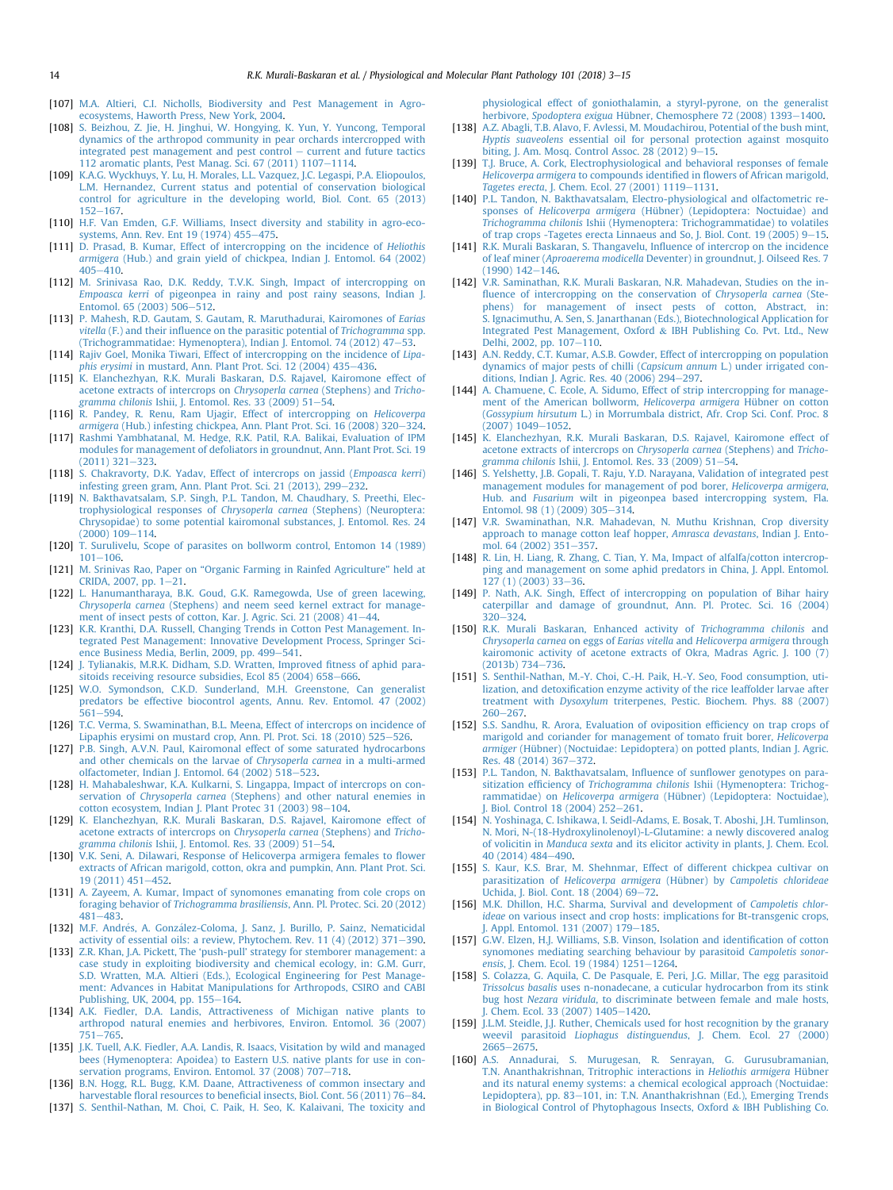[107] M.A. Altieri, C.I. Nicholls, Biodiversity and Pest Management in Agro-ecosystems, Haworth Press, New York, 2004.

[108] S. Beizhou, Z. Jie, H. Jinghui, W. Hongying, K. Yun, Y. Yuncong, Temporal dynamics of the arthropod community in pear orchards intercropped with integrated pest management and pest control – current and future tactics 112 aromatic plants, Pest Manag. Sci. 67 (2011) 1107–1114.

[109] K.A.G. Wyckhuys, Y. Lu, H. Morales, L.L. Vazquez, J.C. Legaspi, P.A. Eliopoulos, L.M. Hernandez, Current status and potential of conservation biological control for agriculture in the developing world, Biol. Cont. 65 (2013) 152–167.

[110] H.F. Van Emden, G.F. Williams, Insect diversity and stability in agro-eco-systems, Ann. Rev. Ent 19 (1974) 455–475.

[111] D. Prasad, B. Kumar, Effect of intercropping on the incidence of *Heliothis armigera* (Hub.) and grain yield of chickpea, Indian J. Entomol. 64 (2002) 405–410.

[112] M. Srinivasa Rao, D.K. Reddy, T.V.K. Singh, Impact of intercropping on *Empoasca kerri* of pigeonpea in rainy and post rainy seasons, Indian J. Entomol. 65 (2003) 506–512.

[113] P. Mahesh, R.D. Gautam, S. Gautam, R. Maruthadurai, Kairomones of *Earias vitella* (F.) and their influence on the parasitic potential of *Trichogramma* spp. (Trichogrammatidae: Hymenoptera), Indian J. Entomol. 74 (2012) 47–53.

[114] Rajiv Goel, Monika Tiwari, Effect of intercropping on the incidence of *Lipaphis erysimi* in mustard, Ann. Plant Prot. Sci. 12 (2004) 435–436.

[115] K. Elanchezhyan, R.K. Murali Baskaran, D.S. Rajavel, Kairomone effect of acetone extracts of intercrops on *Chrysoperla carnea* (Stephens) and *Trichogramma chilonis* Ishii, J. Entomol. Res. 33 (2009) 51–54.

[116] R. Pandey, R. Renu, Ram Ujagir, Effect of intercropping on *Helicoverpa armigera* (Hub.) infesting chickpea, Ann. Plant Prot. Sci. 16 (2008) 320–324.

[117] Rashmi Yambhatanal, M. Hedge, R.K. Patil, R.A. Balikai, Evaluation of IPM modules for management of defoliators in groundnut, Ann. Plant Prot. Sci. 19 (2011) 321–323.

[118] S. Chakravorty, D.K. Yadav, Effect of intercrops on jassid (*Empoasca kerri*) infesting green gram, Ann. Plant Prot. Sci. 21 (2013), 299–232.

[119] N. Bakthavatsalam, S.P. Singh, P.L. Tandon, M. Chaudhary, S. Preethi, Electrophysiological responses of *Chrysoperla carnea* (Stephens) (Neuroptera: Chrysopidae) to some potential kairomonal substances, J. Entomol. Res. 24 (2000) 109–114.

[120] T. Surulivelu, Scope of parasites on bollworm control, Entomon 14 (1989) 101–106.

[121] M. Srinivas Rao, Paper on "Organic Farming in Rainfed Agriculture" held at CRIDA, 2007, pp. 1–21.

[122] L. Hanumantharaya, B.K. Goud, G.K. Ramegowda, Use of green lacewing, *Chrysoperla carnea* (Stephens) and neem seed kernel extract for management of insect pests of cotton, Kar. J. Agric. Sci. 21 (2008) 41–44.

[123] K.R. Kranthi, D.A. Russell, Changing Trends in Cotton Pest Management. Integrated Pest Management: Innovative Development Process, Springer Science Business Media, Berlin, 2009, pp. 499–541.

[124] J. Tylianakis, M.R.K. Didham, S.D. Wratten, Improved fitness of aphid parasitoids receiving resource subsidies, Ecol 85 (2004) 658–666.

[125] W.O. Symondson, C.K.D. Sunderland, M.H. Greenstone, Can generalist predators be effective biocontrol agents, Annu. Rev. Entomol. 47 (2002) 561–594.

[126] T.C. Verma, S. Swaminathan, B.L. Meena, Effect of intercrops on incidence of Lipaphis erysimi on mustard crop, Ann. Pl. Prot. Sci. 18 (2010) 525–526.

[127] P.B. Singh, A.V.N. Paul, Kairomonal effect of some saturated hydrocarbons and other chemicals on the larvae of *Chrysoperla carnea* in a multi-armed olfactometer, Indian J. Entomol. 64 (2002) 518–523.

[128] H. Mahabaleshwar, K.A. Kulkarni, S. Lingappa, Impact of intercrops on conservation of *Chrysoperla carnea* (Stephens) and other natural enemies in cotton ecosystem, Indian J. Plant Protec 31 (2003) 98–104.

[129] K. Elanchezhyan, R.K. Murali Baskaran, D.S. Rajavel, Kairomone effect of acetone extracts of intercrops on *Chrysoperla carnea* (Stephens) and *Trichogramma chilonis* Ishii, J. Entomol. Res. 33 (2009) 51–54.

[130] V.K. Seni, A. Dilawari, Response of Helicoverpa armigera females to flower extracts of African marigold, cotton, okra and pumpkin, Ann. Plant Prot. Sci. 19 (2011) 451–452.

[131] A. Zayeem, A. Kumar, Impact of synomones emanating from cole crops on foraging behavior of *Trichogramma brasiliensis*, Ann. Pl. Protec. Sci. 20 (2012) 481–483.

[132] M.F. Andrés, A. González-Coloma, J. Sanz, J. Burillo, P. Sainz, Nematicidal activity of essential oils: a review, Phytochem. Rev. 11 (4) (2012) 371–390.

[133] Z.R. Khan, J.A. Pickett, The 'push-pull' strategy for stemborer management: a case study in exploiting biodiversity and chemical ecology, in: G.M. Gurr, S.D. Wratten, M.A. Altieri (Eds.), Ecological Engineering for Pest Management: Advances in Habitat Manipulations for Arthropods, CSIRO and CABI Publishing, UK, 2004, pp. 155–164.

[134] A.K. Fiedler, D.A. Landis, Attractiveness of Michigan native plants to arthropod natural enemies and herbivores, Environ. Entomol. 36 (2007) 751–765.

[135] J.K. Tuell, A.K. Fiedler, A.A. Landis, R. Isaacs, Visitation by wild and managed bees (Hymenoptera: Apoidea) to Eastern U.S. native plants for use in conservation programs, Environ. Entomol. 37 (2008) 707–718.

[136] B.N. Hogg, R.L. Bugg, K.M. Daane, Attractiveness of common insectary and harvestable floral resources to beneficial insects, Biol. Cont. 56 (2011) 76–84.

[137] S. Senthil-Nathan, M. Choi, C. Paik, H. Seo, K. Kalaivani, The toxicity and physiological effect of goniothalamin, a styryl-pyrone, on the generalist herbivore, *Spodoptera exigua* Hübner, Chemosphere 72 (2008) 1393–1400.

[138] A.Z. Abagli, T.B. Alavo, F. Avlessi, M. Moudachirou, Potential of the bush mint, *Hyptis suaveolens* essential oil for personal protection against mosquito biting, J. Am. Mosq. Control Assoc. 28 (2012) 9–15.

[139] T.J. Bruce, A. Cork, Electrophysiological and behavioral responses of female *Helicoverpa armigera* to compounds identified in flowers of African marigold, *Tagetes erecta*, J. Chem. Ecol. 27 (2001) 1119–1131.

[140] P.L. Tandon, N. Bakthavatsalam, Electro-physiological and olfactometric responses of *Helicoverpa armigera* (Hübner) (Lepidoptera: Noctuidae) and *Trichogramma chilonis* Ishii (Hymenoptera: Trichogrammatidae) to volatiles of trap crops -Tagetes erecta Linnaeus and So, J. Biol. Cont. 19 (2005) 9–15.

[141] R.K. Murali Baskaran, S. Thangavelu, Influence of intercrop on the incidence of leaf miner (*Aproaerema modicella* Deventer) in groundnut, J. Oilseed Res. 7 (1990) 142–146.

[142] V.R. Saminathan, R.K. Murali Baskaran, N.R. Mahadevan, Studies on the influence of intercropping on the conservation of *Chrysoperla carnea* (Stephens) for management of insect pests of cotton, Abstract, in: S. Ignacimuthu, A. Sen, S. Janarthanan (Eds.), Biotechnological Application for Integrated Pest Management, Oxford & IBH Publishing Co. Pvt. Ltd., New Delhi, 2002, pp. 107–110.

[143] A.N. Reddy, C.T. Kumar, A.S.B. Gowder, Effect of intercropping on population dynamics of major pests of chilli (*Capsicum annum* L.) under irrigated conditions, Indian J. Agric. Res. 40 (2006) 294–297.

[144] A. Chamuene, C. Ecole, A. Sidumo, Effect of strip intercropping for management of the American bollworm, *Helicoverpa armigera* Hübner on cotton (*Gossypium hirsutum* L.) in Morrumbala district, Afr. Crop Sci. Conf. Proc. 8 (2007) 1049–1052.

[145] K. Elanchezhyan, R.K. Murali Baskaran, D.S. Rajavel, Kairomone effect of acetone extracts of intercrops on *Chrysoperla carnea* (Stephens) and *Trichogramma chilonis* Ishii, J. Entomol. Res. 33 (2009) 51–54.

[146] S. Yelshetty, J.B. Gopali, T. Raju, Y.D. Narayana, Validation of integrated pest management modules for management of pod borer, *Helicoverpa armigera*, Hub. and *Fusarium* wilt in pigeonpea based intercropping system, Fla. Entomol. 98 (1) (2009) 305–314.

[147] V.R. Swaminathan, N.R. Mahadevan, N. Muthu Krishnan, Crop diversity approach to manage cotton leaf hopper, *Amrasca devastans*, Indian J. Entomol. 64 (2002) 351–357.

[148] R. Lin, H. Liang, R. Zhang, C. Tian, Y. Ma, Impact of alfalfa/cotton intercropping and management on some aphid predators in China, J. Appl. Entomol. 127 (1) (2003) 33–36.

[149] P. Nath, A.K. Singh, Effect of intercropping on population of Bihar hairy caterpillar and damage of groundnut, Ann. Pl. Protec. Sci. 16 (2004) 320–324.

[150] R.K. Murali Baskaran, Enhanced activity of *Trichogramma chilonis* and *Chrysoperla carnea* on eggs of *Earias vitella* and *Helicoverpa armigera* through kairomonic activity of acetone extracts of Okra, Madras Agric. J. 100 (7) (2013b) 734–736.

[151] S. Senthil-Nathan, M.-Y. Choi, C.-H. Paik, H.-Y. Seo, Food consumption, utilization, and detoxification enzyme activity of the rice leaffolder larvae after treatment with *Dysoxylum* triterpenes, Pestic. Biochem. Phys. 88 (2007) 260–267.

[152] S.S. Sandhu, R. Arora, Evaluation of oviposition efficiency on trap crops of marigold and coriander for management of tomato fruit borer, *Helicoverpa armiger* (Hübner) (Noctuidae: Lepidoptera) on potted plants, Indian J. Agric. Res. 48 (2014) 367–372.

[153] P.L. Tandon, N. Bakthavatsalam, Influence of sunflower genotypes on parasitization efficiency of *Trichogramma chilonis* Ishii (Hymenoptera: Trichogrammatidae) on *Helicoverpa armigera* (Hübner) (Lepidoptera: Noctuidae), J. Biol. Control 18 (2004) 252–261.

[154] N. Yoshinaga, C. Ishikawa, I. Seidl-Adams, E. Bosak, T. Aboshi, J.H. Tumlinson, N. Mori, N-(18-Hydroxylinolenoyl)-L-Glutamine: a newly discovered analog of volicitin in *Manduca sexta* and its elicitor activity in plants, J. Chem. Ecol. 40 (2014) 484–490.

[155] S. Kaur, K.S. Brar, M. Shehnmar, Effect of different chickpea cultivar on parasitization of *Helicoverpa armigera* (Hübner) by *Campoletis chlorideae* Uchida, J. Biol. Cont. 18 (2004) 69–72.

[156] M.K. Dhillon, H.C. Sharma, Survival and development of *Campoletis chlorideae* on various insect and crop hosts: implications for Bt-transgenic crops, J. Appl. Entomol. 131 (2007) 179–185.

[157] G.W. Elzen, H.J. Williams, S.B. Vinson, Isolation and identification of cotton synomones mediating searching behaviour by parasitoid *Campoletis sonorensis*, J. Chem. Ecol. 19 (1984) 1251–1264.

[158] S. Colazza, G. Aquila, C. De Pasquale, E. Peri, J.G. Millar, The egg parasitoid *Trissolcus basalis* uses n-nonadecane, a cuticular hydrocarbon from its stink bug host *Nezara viridula*, to discriminate between female and male hosts, J. Chem. Ecol. 33 (2007) 1405–1420.

[159] J.L.M. Steidle, J.J. Ruther, Chemicals used for host recognition by the granary weevil parasitoid *Liophagus distinguendus*, J. Chem. Ecol. 27 (2000) 2665–2675.

[160] A.S. Annadurai, S. Murugesan, R. Senrayan, G. Gurusubramanian, T.N. Ananthakrishnan, Tritrophic interactions in *Heliothis armigera* Hübner and its natural enemy systems: a chemical ecological approach (Noctuidae: Lepidoptera), pp. 83–101, in: T.N. Ananthakrishnan (Ed.), Emerging Trends in Biological Control of Phytophagous Insects, Oxford & IBH Publishing Co.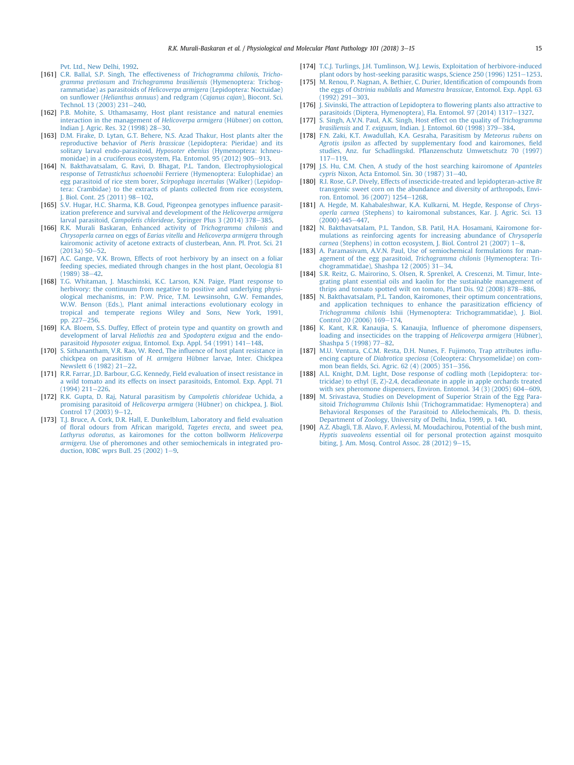Pvt. Ltd., New Delhi, 1992.

[161] C.R. Ballal, S.P. Singh, The effectiveness of *Trichogramma chilonis, Trichogramma pretiosum* and *Trichogramma brasiliensis* (Hymenoptera: Trichogrammatidae) as parasitoids of *Helicoverpa armigera* (Lepidoptera: Noctuidae) on sunflower (*Helianthus annuus*) and redgram (*Cajanus cajan*), Biocont. Sci. Technol. 13 (2003) 231–240.

[162] P.B. Mohite, S. Uthamasamy, Host plant resistance and natural enemies interaction in the management of *Helicoverpa armigera* (Hübner) on cotton, Indian J. Agric. Res. 32 (1998) 28–30.

[163] D.M. Firake, D. Lytan, G.T. Behere, N.S. Azad Thakur, Host plants alter the reproductive behavior of *Pieris brassicae* (Lepidoptera: Pieridae) and its solitary larval endo-parasitoid, *Hyposoter ebenius* (Hymenoptera: Ichneumonidae) in a cruciferous ecosystem, Fla. Entomol. 95 (2012) 905–913.

[164] N. Bakthavatsalam, G. Ravi, D. Bhagat, P.L. Tandon, Electrophysiological response of *Tetrastichus schoenobii* Ferriere (Hymenoptera: Eulophidae) an egg parasitoid of rice stem borer, *Scirpophaga incertulas* (Walker) (Lepidoptera: Crambidae) to the extracts of plants collected from rice ecosystem, J. Biol. Cont. 25 (2011) 98–102.

[165] S.V. Hugar, H.C. Sharma, K.B. Goud, Pigeonpea genotypes influence parasitization preference and survival and development of the *Helicoverpa armigera* larval parasitoid, *Campoletis chlorideae*, Springer Plus 3 (2014) 378–385.

[166] R.K. Murali Baskaran, Enhanced activity of *Trichogramma chilonis* and *Chrysoperla carnea* on eggs of *Earias vitella* and *Helicoverpa armigera* through kairomonic activity of acetone extracts of clusterbean, Ann. Pl. Prot. Sci. 21 (2013a) 50–52.

[167] A.C. Gange, V.K. Brown, Effects of root herbivory by an insect on a foliar feeding species, mediated through changes in the host plant, Oecologia 81 (1989) 38–42.

[168] T.G. Whitaman, J. Maschinski, K.C. Larson, K.N. Paige, Plant response to herbivory: the continuum from negative to positive and underlying physiological mechanisms, in: P.W. Price, T.M. Lewsinsohn, G.W. Femandes, W.W. Benson (Eds.), Plant animal interactions evolutionary ecology in tropical and temperate regions Wiley and Sons, New York, 1991, pp. 227–256.

[169] K.A. Bloem, S.S. Duffey, Effect of protein type and quantity on growth and development of larval *Heliothis zea* and *Spodoptera exigua* and the endoparasitoid *Hyposoter exigua*, Entomol. Exp. Appl. 54 (1991) 141–148.

[170] S. Sithanantham, V.R. Rao, W. Reed, The influence of host plant resistance in chickpea on parasitism of *H. armigera* Hübner larvae, Inter. Chickpea Newslett 6 (1982) 21–22.

[171] R.R. Farrar, J.D. Barbour, G.G. Kennedy, Field evaluation of insect resistance in a wild tomato and its effects on insect parasitoids, Entomol. Exp. Appl. 71 (1994) 211–226.

[172] R.K. Gupta, D. Raj, Natural parasitism by *Campoletis chlorideae* Uchida, a promising parasitoid of *Helicoverpa armigera* (Hübner) on chickpea, J. Biol. Control 17 (2003) 9–12.

[173] T.J. Bruce, A. Cork, D.R. Hall, E. Dunkelblum, Laboratory and field evaluation of floral odours from African marigold, *Tagetes erecta*, and sweet pea, *Lathyrus odoratus*, as kairomones for the cotton bollworm *Helicoverpa armigera*. Use of pheromones and other semiochemicals in integrated production, IOBC wprs Bull. 25 (2002) 1–9.

[174] T.C.J. Turlings, J.H. Tumlinson, W.J. Lewis, Exploitation of herbivore-induced plant odors by host-seeking parasitic wasps, Science 250 (1996) 1251–1253.

[175] M. Renou, P. Nagnan, A. Bethier, C. Durier, Identification of compounds from the eggs of *Ostrinia nubilalis* and *Mamestra brassicae*, Entomol. Exp. Appl. 63 (1992) 291–303.

[176] J. Sivinski, The attraction of Lepidoptera to flowering plants also attractive to parasitoids (Diptera, Hymenoptera), Fla. Entomol. 97 (2014) 1317–1327.

[177] S. Singh, A.V.N. Paul, A.K. Singh, Host effect on the quality of *Trichogramma brasiliensis* and *T. exiguum*, Indian J. Entomol. 60 (1998) 379–384.

[178] F.N. Zaki, K.T. Awadullah, K.A. Gesraha, Parasitism by *Meteorus rubens* on *Agrotis ipsilon* as affected by supplementary food and kairomones, field studies, Anz. fur Schadlingskd. Pflanzenschutz Umwetschutz 70 (1997) 117–119.

[179] J.S. Hu, C.M. Chen, A study of the host searching kairomone of *Apanteles cypris* Nixon, Acta Entomol. Sin. 30 (1987) 31–40.

[180] R.I. Rose, G.P. Dively, Effects of insecticide-treated and lepidopteran-active *Bt* transgenic sweet corn on the abundance and diversity of arthropods, Environ. Entomol. 36 (2007) 1254–1268.

[181] A. Hegde, M. Kahabaleshwar, K.A. Kulkarni, M. Hegde, Response of *Chrysoperla carnea* (Stephens) to kairomonal substances, Kar. J. Agric. Sci. 13 (2000) 445–447.

[182] N. Bakthavatsalam, P.L. Tandon, S.B. Patil, H.A. Hosamani, Kairomone formulations as reinforcing agents for increasing abundance of *Chrysoperla carnea* (Stephens) in cotton ecosystem, J. Biol. Control 21 (2007) 1–8.

[183] A. Paramasivam, A.V.N. Paul, Use of semiochemical formulations for management of the egg parasitoid, *Trichogramma chilonis* (Hymenoptera: Trichogrammatidae), Shashpa 12 (2005) 31–34.

[184] S.R. Reitz, G. Mairorino, S. Olsen, R. Sprenkel, A. Crescenzi, M. Timur, Integrating plant essential oils and kaolin for the sustainable management of thrips and tomato spotted wilt on tomato, Plant Dis. 92 (2008) 878–886.

[185] N. Bakthavatsalam, P.L. Tandon, Kairomones, their optimum concentrations, and application techniques to enhance the parasitization efficiency of *Trichogramma chilonis* Ishii (Hymenoptera: Trichogrammatidae), J. Biol. Control 20 (2006) 169–174.

[186] K. Kant, K.R. Kanaujia, S. Kanaujia, Influence of pheromone dispensers, loading and insecticides on the trapping of *Helicoverpa armigera* (Hübner), Shashpa 5 (1998) 77–82.

[187] M.U. Ventura, C.C.M. Resta, D.H. Nunes, F. Fujimoto, Trap attributes influencing capture of *Diabrotica speciosa* (Coleoptera: Chrysomelidae) on common bean fields, Sci. Agric. 62 (4) (2005) 351–356.

[188] A.L. Knight, D.M. Light, Dose response of codling moth (Lepidoptera: tortricidae) to ethyl (E, Z)-2,4, decadieonate in apple in apple orchards treated with sex pheromone dispensers, Environ. Entomol. 34 (3) (2005) 604–609.

[189] M. Srivastava, Studies on Development of Superior Strain of the Egg Parasitoid *Trichogramma Chilonis* Ishii (Trichogrammatidae: Hymenoptera) and Behavioral Responses of the Parasitoid to Allelochemicals, Ph. D. thesis, Department of Zoology, University of Delhi, India, 1999, p. 140.

[190] A.Z. Abagli, T.B. Alavo, F. Avlessi, M. Moudachirou, Potential of the bush mint, *Hyptis suaveolens* essential oil for personal protection against mosquito biting, J. Am. Mosq. Control Assoc. 28 (2012) 9–15.